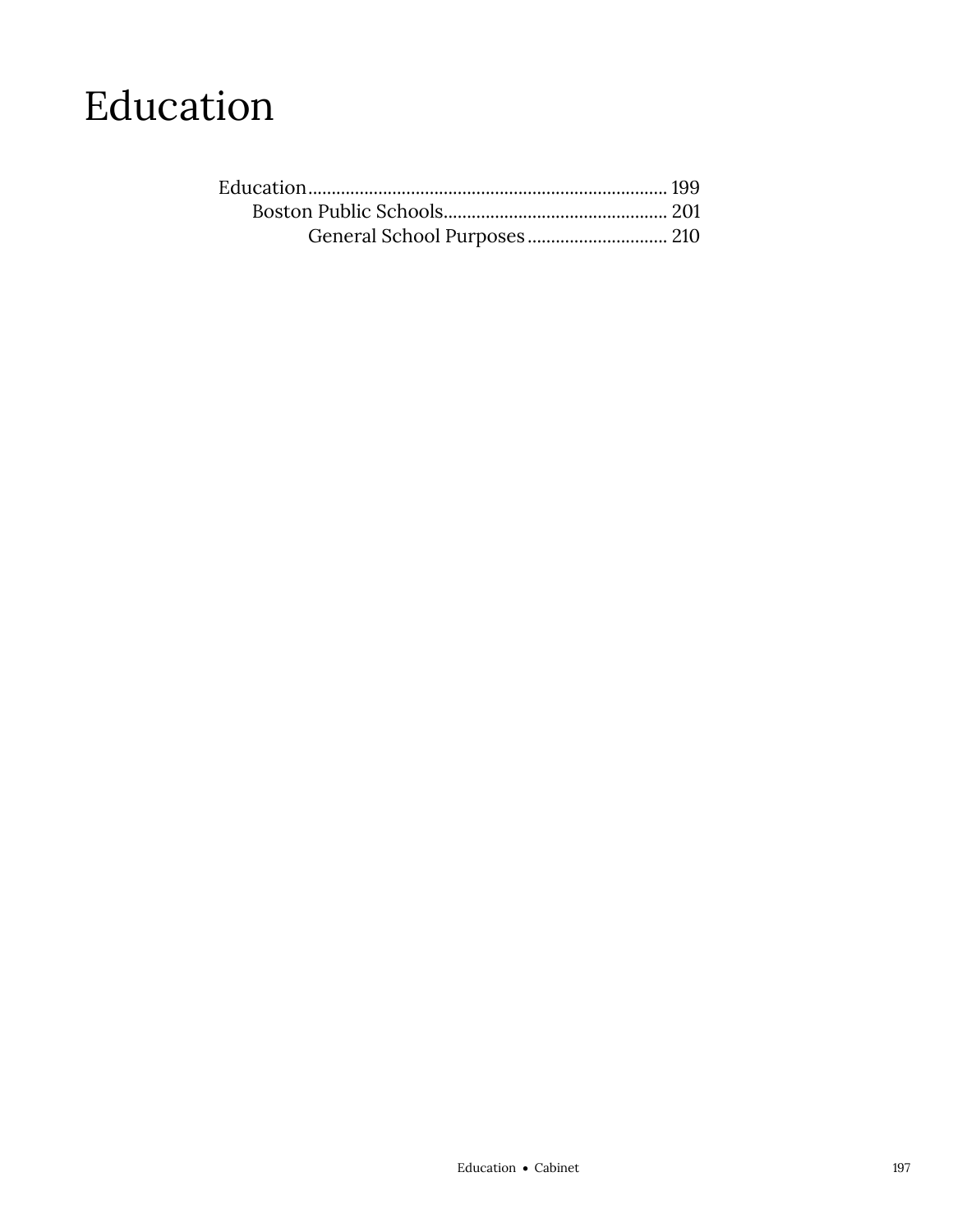# Education

- Education ........................................................................ 199
  - Boston Public Schools ............................................... 201
    - General School Purposes .............................. 210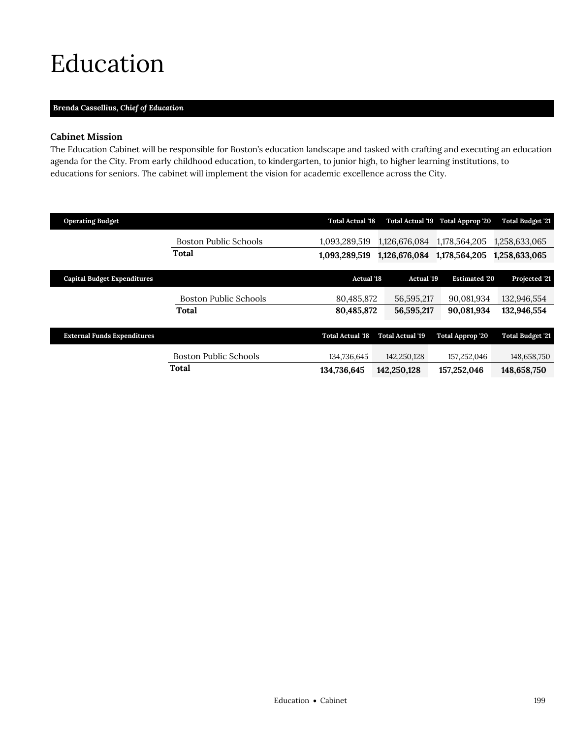# Education

**Brenda Cassellius,** ***Chief of Education***

### Cabinet Mission

The Education Cabinet will be responsible for Boston's education landscape and tasked with crafting and executing an education agenda for the City. From early childhood education, to kindergarten, to junior high, to higher learning institutions, to educations for seniors. The cabinet will implement the vision for academic excellence across the City.

| Operating Budget | | Total Actual '18 | Total Actual '19 | Total Approp '20 | Total Budget '21 |
|---|---|---|---|---|---|
| | Boston Public Schools | 1,093,289,519 | 1,126,676,084 | 1,178,564,205 | 1,258,633,065 |
| | **Total** | **1,093,289,519** | **1,126,676,084** | **1,178,564,205** | **1,258,633,065** |

| Capital Budget Expenditures | | Actual '18 | Actual '19 | Estimated '20 | Projected '21 |
|---|---|---|---|---|---|
| | Boston Public Schools | 80,485,872 | 56,595,217 | 90,081,934 | 132,946,554 |
| | **Total** | **80,485,872** | **56,595,217** | **90,081,934** | **132,946,554** |

| External Funds Expenditures | | Total Actual '18 | Total Actual '19 | Total Approp '20 | Total Budget '21 |
|---|---|---|---|---|---|
| | Boston Public Schools | 134,736,645 | 142,250,128 | 157,252,046 | 148,658,750 |
| | **Total** | **134,736,645** | **142,250,128** | **157,252,046** | **148,658,750** |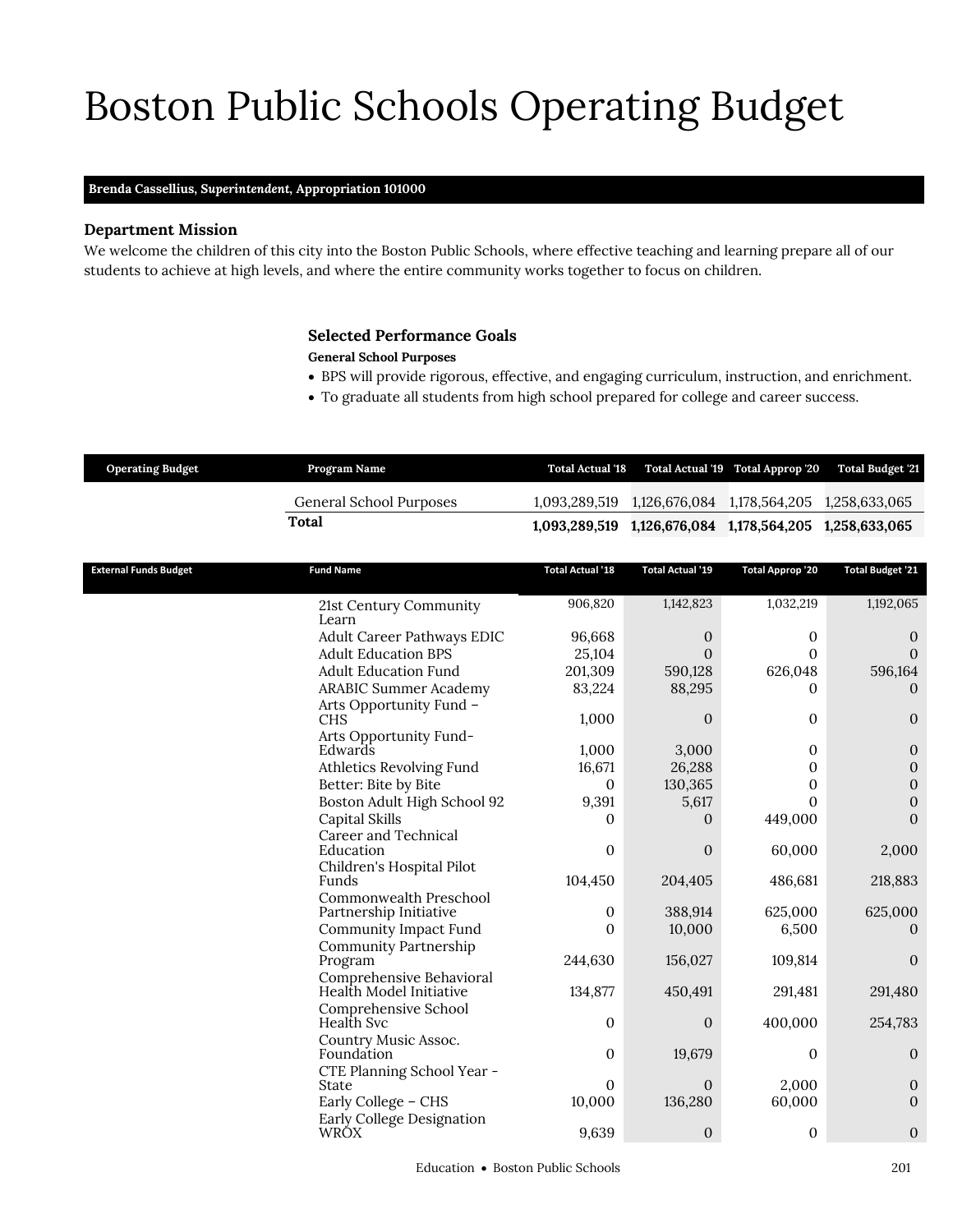# Boston Public Schools Operating Budget

**Brenda Cassellius, *Superintendent*, Appropriation 101000**

### Department Mission

We welcome the children of this city into the Boston Public Schools, where effective teaching and learning prepare all of our students to achieve at high levels, and where the entire community works together to focus on children.

### Selected Performance Goals

**General School Purposes**

- BPS will provide rigorous, effective, and engaging curriculum, instruction, and enrichment.
- To graduate all students from high school prepared for college and career success.

| Operating Budget | Program Name | Total Actual '18 | Total Actual '19 | Total Approp '20 | Total Budget '21 |
|---|---|---|---|---|---|
| | General School Purposes | 1,093,289,519 | 1,126,676,084 | 1,178,564,205 | 1,258,633,065 |
| | **Total** | **1,093,289,519** | **1,126,676,084** | **1,178,564,205** | **1,258,633,065** |

| External Funds Budget | Fund Name | Total Actual '18 | Total Actual '19 | Total Approp '20 | Total Budget '21 |
|---|---|---|---|---|---|
| | 21st Century Community Learn | 906,820 | 1,142,823 | 1,032,219 | 1,192,065 |
| | Adult Career Pathways EDIC | 96,668 | 0 | 0 | 0 |
| | Adult Education BPS | 25,104 | 0 | 0 | 0 |
| | Adult Education Fund | 201,309 | 590,128 | 626,048 | 596,164 |
| | ARABIC Summer Academy | 83,224 | 88,295 | 0 | 0 |
| | Arts Opportunity Fund – CHS | 1,000 | 0 | 0 | 0 |
| | Arts Opportunity Fund-Edwards | 1,000 | 3,000 | 0 | 0 |
| | Athletics Revolving Fund | 16,671 | 26,288 | 0 | 0 |
| | Better: Bite by Bite | 0 | 130,365 | 0 | 0 |
| | Boston Adult High School 92 | 9,391 | 5,617 | 0 | 0 |
| | Capital Skills | 0 | 0 | 449,000 | 0 |
| | Career and Technical Education | 0 | 0 | 60,000 | 2,000 |
| | Children's Hospital Pilot Funds | 104,450 | 204,405 | 486,681 | 218,883 |
| | Commonwealth Preschool Partnership Initiative | 0 | 388,914 | 625,000 | 625,000 |
| | Community Impact Fund | 0 | 10,000 | 6,500 | 0 |
| | Community Partnership Program | 244,630 | 156,027 | 109,814 | 0 |
| | Comprehensive Behavioral Health Model Initiative | 134,877 | 450,491 | 291,481 | 291,480 |
| | Comprehensive School Health Svc | 0 | 0 | 400,000 | 254,783 |
| | Country Music Assoc. Foundation | 0 | 19,679 | 0 | 0 |
| | CTE Planning School Year - State | 0 | 0 | 2,000 | 0 |
| | Early College – CHS | 10,000 | 136,280 | 60,000 | 0 |
| | Early College Designation WROX | 9,639 | 0 | 0 | 0 |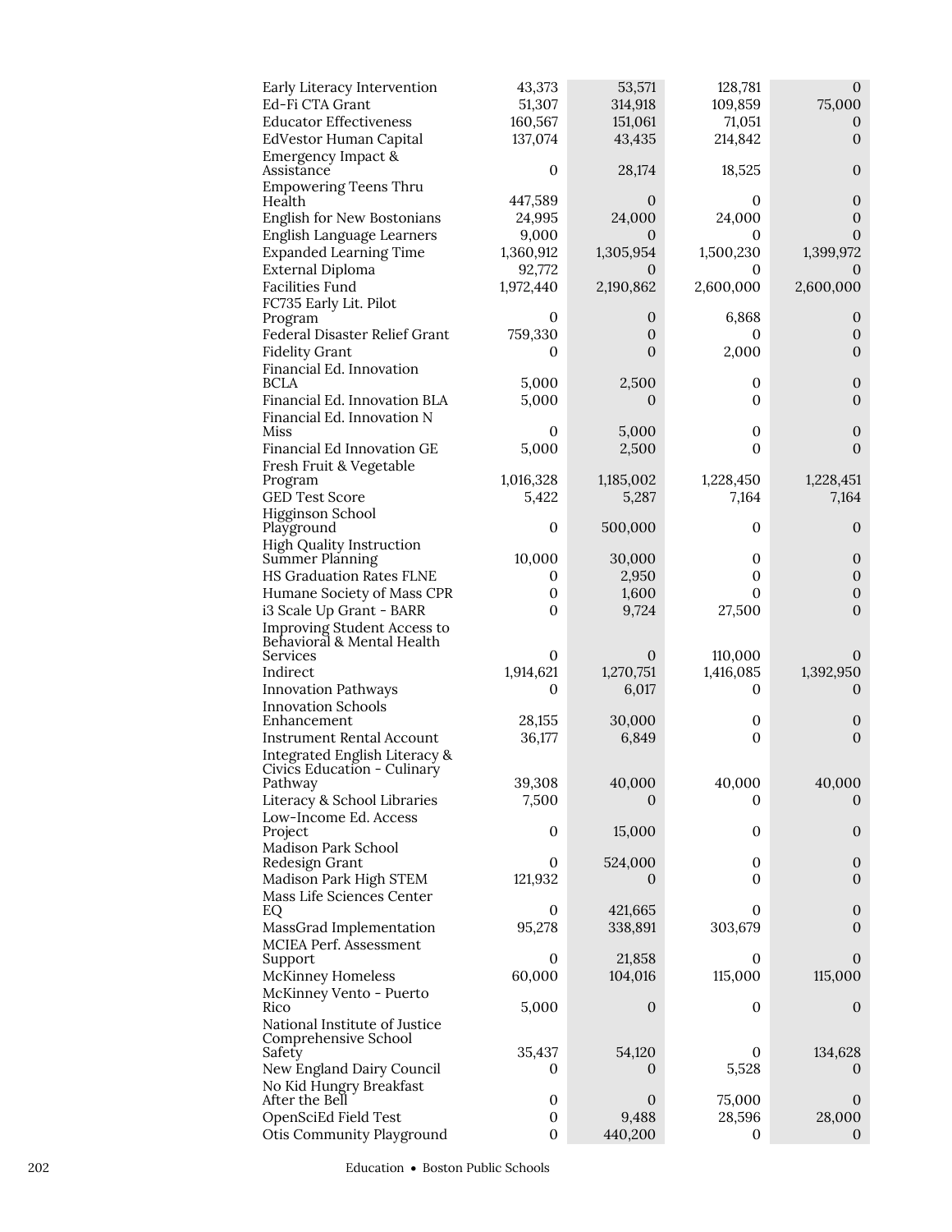| | | | | |
|---|---|---|---|---|
| Early Literacy Intervention | 43,373 | 53,571 | 128,781 | 0 |
| Ed-Fi CTA Grant | 51,307 | 314,918 | 109,859 | 75,000 |
| Educator Effectiveness | 160,567 | 151,061 | 71,051 | 0 |
| EdVestor Human Capital | 137,074 | 43,435 | 214,842 | 0 |
| Emergency Impact & Assistance | 0 | 28,174 | 18,525 | 0 |
| Empowering Teens Thru Health | 447,589 | 0 | 0 | 0 |
| English for New Bostonians | 24,995 | 24,000 | 24,000 | 0 |
| English Language Learners | 9,000 | 0 | 0 | 0 |
| Expanded Learning Time | 1,360,912 | 1,305,954 | 1,500,230 | 1,399,972 |
| External Diploma | 92,772 | 0 | 0 | 0 |
| Facilities Fund | 1,972,440 | 2,190,862 | 2,600,000 | 2,600,000 |
| FC735 Early Lit. Pilot Program | 0 | 0 | 6,868 | 0 |
| Federal Disaster Relief Grant | 759,330 | 0 | 0 | 0 |
| Fidelity Grant | 0 | 0 | 2,000 | 0 |
| Financial Ed. Innovation BCLA | 5,000 | 2,500 | 0 | 0 |
| Financial Ed. Innovation BLA | 5,000 | 0 | 0 | 0 |
| Financial Ed. Innovation N Miss | 0 | 5,000 | 0 | 0 |
| Financial Ed Innovation GE | 5,000 | 2,500 | 0 | 0 |
| Fresh Fruit & Vegetable Program | 1,016,328 | 1,185,002 | 1,228,450 | 1,228,451 |
| GED Test Score | 5,422 | 5,287 | 7,164 | 7,164 |
| Higginson School Playground | 0 | 500,000 | 0 | 0 |
| High Quality Instruction Summer Planning | 10,000 | 30,000 | 0 | 0 |
| HS Graduation Rates FLNE | 0 | 2,950 | 0 | 0 |
| Humane Society of Mass CPR | 0 | 1,600 | 0 | 0 |
| i3 Scale Up Grant - BARR | 0 | 9,724 | 27,500 | 0 |
| Improving Student Access to Behavioral & Mental Health Services | 0 | 0 | 110,000 | 0 |
| Indirect | 1,914,621 | 1,270,751 | 1,416,085 | 1,392,950 |
| Innovation Pathways | 0 | 6,017 | 0 | 0 |
| Innovation Schools Enhancement | 28,155 | 30,000 | 0 | 0 |
| Instrument Rental Account | 36,177 | 6,849 | 0 | 0 |
| Integrated English Literacy & Civics Education - Culinary Pathway | 39,308 | 40,000 | 40,000 | 40,000 |
| Literacy & School Libraries | 7,500 | 0 | 0 | 0 |
| Low-Income Ed. Access Project | 0 | 15,000 | 0 | 0 |
| Madison Park School Redesign Grant | 0 | 524,000 | 0 | 0 |
| Madison Park High STEM | 121,932 | 0 | 0 | 0 |
| Mass Life Sciences Center EQ | 0 | 421,665 | 0 | 0 |
| MassGrad Implementation | 95,278 | 338,891 | 303,679 | 0 |
| MCIEA Perf. Assessment Support | 0 | 21,858 | 0 | 0 |
| McKinney Homeless | 60,000 | 104,016 | 115,000 | 115,000 |
| McKinney Vento - Puerto Rico | 5,000 | 0 | 0 | 0 |
| National Institute of Justice Comprehensive School Safety | 35,437 | 54,120 | 0 | 134,628 |
| New England Dairy Council | 0 | 0 | 5,528 | 0 |
| No Kid Hungry Breakfast After the Bell | 0 | 0 | 75,000 | 0 |
| OpenSciEd Field Test | 0 | 9,488 | 28,596 | 28,000 |
| Otis Community Playground | 0 | 440,200 | 0 | 0 |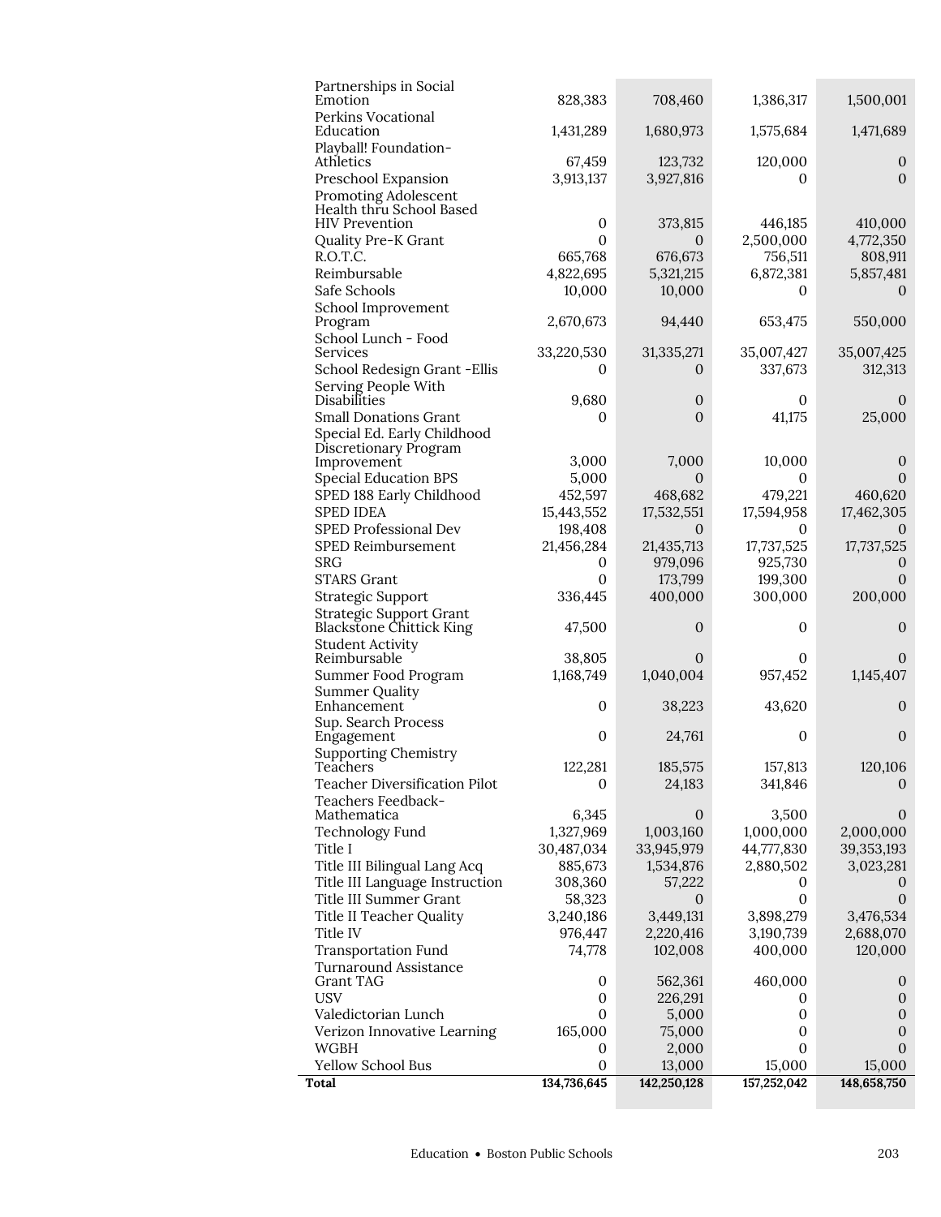| | | | | |
|---|---|---|---|---|
| Partnerships in Social Emotion | 828,383 | 708,460 | 1,386,317 | 1,500,001 |
| Perkins Vocational Education | 1,431,289 | 1,680,973 | 1,575,684 | 1,471,689 |
| Playball! Foundation-Athletics | 67,459 | 123,732 | 120,000 | 0 |
| Preschool Expansion | 3,913,137 | 3,927,816 | 0 | 0 |
| Promoting Adolescent Health thru School Based HIV Prevention | 0 | 373,815 | 446,185 | 410,000 |
| Quality Pre-K Grant | 0 | 0 | 2,500,000 | 4,772,350 |
| R.O.T.C. | 665,768 | 676,673 | 756,511 | 808,911 |
| Reimbursable | 4,822,695 | 5,321,215 | 6,872,381 | 5,857,481 |
| Safe Schools | 10,000 | 10,000 | 0 | 0 |
| School Improvement Program | 2,670,673 | 94,440 | 653,475 | 550,000 |
| School Lunch - Food Services | 33,220,530 | 31,335,271 | 35,007,427 | 35,007,425 |
| School Redesign Grant -Ellis | 0 | 0 | 337,673 | 312,313 |
| Serving People With Disabilities | 9,680 | 0 | 0 | 0 |
| Small Donations Grant | 0 | 0 | 41,175 | 25,000 |
| Special Ed. Early Childhood Discretionary Program Improvement | 3,000 | 7,000 | 10,000 | 0 |
| Special Education BPS | 5,000 | 0 | 0 | 0 |
| SPED 188 Early Childhood | 452,597 | 468,682 | 479,221 | 460,620 |
| SPED IDEA | 15,443,552 | 17,532,551 | 17,594,958 | 17,462,305 |
| SPED Professional Dev | 198,408 | 0 | 0 | 0 |
| SPED Reimbursement | 21,456,284 | 21,435,713 | 17,737,525 | 17,737,525 |
| SRG | 0 | 979,096 | 925,730 | 0 |
| STARS Grant | 0 | 173,799 | 199,300 | 0 |
| Strategic Support | 336,445 | 400,000 | 300,000 | 200,000 |
| Strategic Support Grant Blackstone Chittick King | 47,500 | 0 | 0 | 0 |
| Student Activity Reimbursable | 38,805 | 0 | 0 | 0 |
| Summer Food Program | 1,168,749 | 1,040,004 | 957,452 | 1,145,407 |
| Summer Quality Enhancement | 0 | 38,223 | 43,620 | 0 |
| Sup. Search Process Engagement | 0 | 24,761 | 0 | 0 |
| Supporting Chemistry Teachers | 122,281 | 185,575 | 157,813 | 120,106 |
| Teacher Diversification Pilot | 0 | 24,183 | 341,846 | 0 |
| Teachers Feedback-Mathematica | 6,345 | 0 | 3,500 | 0 |
| Technology Fund | 1,327,969 | 1,003,160 | 1,000,000 | 2,000,000 |
| Title I | 30,487,034 | 33,945,979 | 44,777,830 | 39,353,193 |
| Title III Bilingual Lang Acq | 885,673 | 1,534,876 | 2,880,502 | 3,023,281 |
| Title III Language Instruction | 308,360 | 57,222 | 0 | 0 |
| Title III Summer Grant | 58,323 | 0 | 0 | 0 |
| Title II Teacher Quality | 3,240,186 | 3,449,131 | 3,898,279 | 3,476,534 |
| Title IV | 976,447 | 2,220,416 | 3,190,739 | 2,688,070 |
| Transportation Fund | 74,778 | 102,008 | 400,000 | 120,000 |
| Turnaround Assistance Grant TAG | 0 | 562,361 | 460,000 | 0 |
| USV | 0 | 226,291 | 0 | 0 |
| Valedictorian Lunch | 0 | 5,000 | 0 | 0 |
| Verizon Innovative Learning | 165,000 | 75,000 | 0 | 0 |
| WGBH | 0 | 2,000 | 0 | 0 |
| Yellow School Bus | 0 | 13,000 | 15,000 | 15,000 |
| **Total** | **134,736,645** | **142,250,128** | **157,252,042** | **148,658,750** |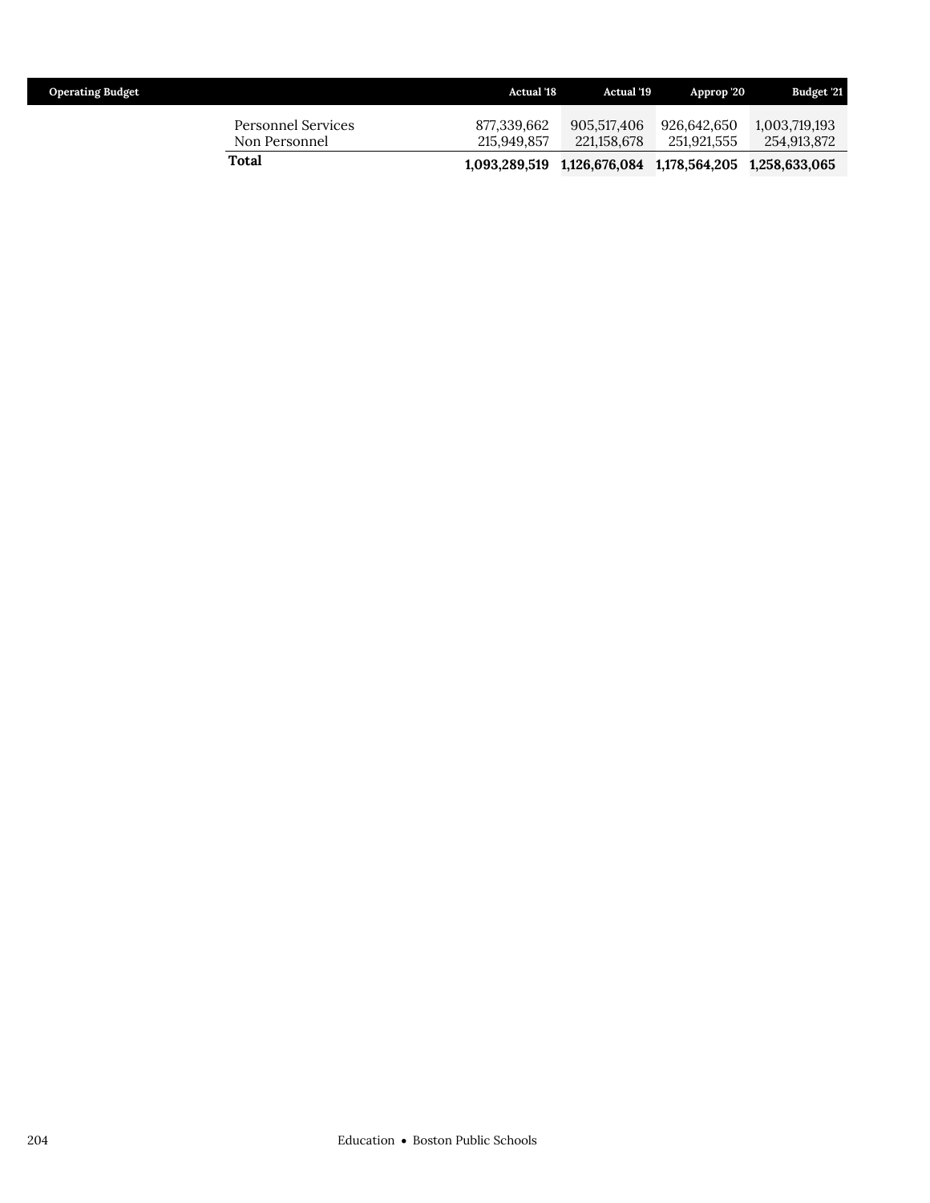| Operating Budget | Actual '18 | Actual '19 | Approp '20 | Budget '21 |
|---|---|---|---|---|
| Personnel Services | 877,339,662 | 905,517,406 | 926,642,650 | 1,003,719,193 |
| Non Personnel | 215,949,857 | 221,158,678 | 251,921,555 | 254,913,872 |
| **Total** | **1,093,289,519** | **1,126,676,084** | **1,178,564,205** | **1,258,633,065** |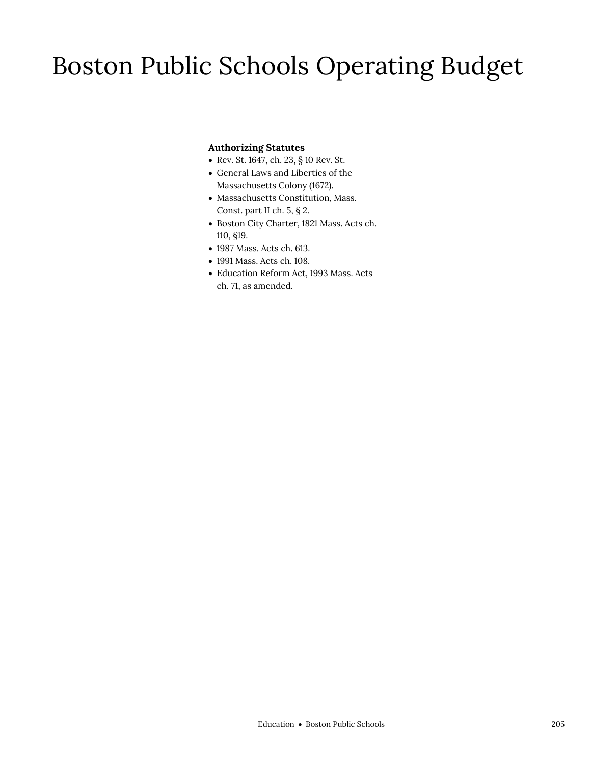# Boston Public Schools Operating Budget

**Authorizing Statutes**

- Rev. St. 1647, ch. 23, § 10 Rev. St.
- General Laws and Liberties of the Massachusetts Colony (1672).
- Massachusetts Constitution, Mass. Const. part II ch. 5, § 2.
- Boston City Charter, 1821 Mass. Acts ch. 110, §19.
- 1987 Mass. Acts ch. 613.
- 1991 Mass. Acts ch. 108.
- Education Reform Act, 1993 Mass. Acts ch. 71, as amended.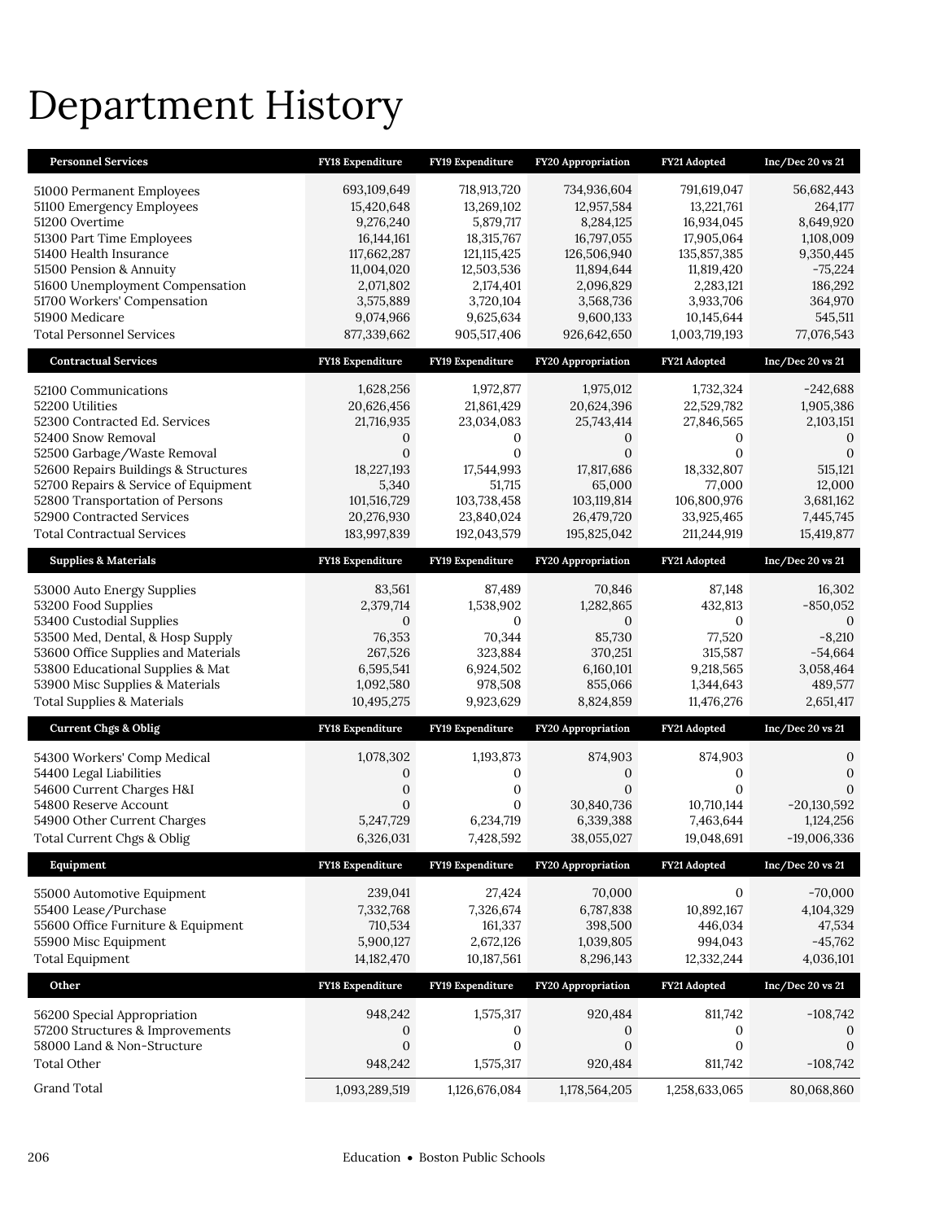# Department History

| Personnel Services | FY18 Expenditure | FY19 Expenditure | FY20 Appropriation | FY21 Adopted | Inc/Dec 20 vs 21 |
|---|---|---|---|---|---|
| 51000 Permanent Employees | 693,109,649 | 718,913,720 | 734,936,604 | 791,619,047 | 56,682,443 |
| 51100 Emergency Employees | 15,420,648 | 13,269,102 | 12,957,584 | 13,221,761 | 264,177 |
| 51200 Overtime | 9,276,240 | 5,879,717 | 8,284,125 | 16,934,045 | 8,649,920 |
| 51300 Part Time Employees | 16,144,161 | 18,315,767 | 16,797,055 | 17,905,064 | 1,108,009 |
| 51400 Health Insurance | 117,662,287 | 121,115,425 | 126,506,940 | 135,857,385 | 9,350,445 |
| 51500 Pension & Annuity | 11,004,020 | 12,503,536 | 11,894,644 | 11,819,420 | -75,224 |
| 51600 Unemployment Compensation | 2,071,802 | 2,174,401 | 2,096,829 | 2,283,121 | 186,292 |
| 51700 Workers' Compensation | 3,575,889 | 3,720,104 | 3,568,736 | 3,933,706 | 364,970 |
| 51900 Medicare | 9,074,966 | 9,625,634 | 9,600,133 | 10,145,644 | 545,511 |
| Total Personnel Services | 877,339,662 | 905,517,406 | 926,642,650 | 1,003,719,193 | 77,076,543 |

| Contractual Services | FY18 Expenditure | FY19 Expenditure | FY20 Appropriation | FY21 Adopted | Inc/Dec 20 vs 21 |
|---|---|---|---|---|---|
| 52100 Communications | 1,628,256 | 1,972,877 | 1,975,012 | 1,732,324 | -242,688 |
| 52200 Utilities | 20,626,456 | 21,861,429 | 20,624,396 | 22,529,782 | 1,905,386 |
| 52300 Contracted Ed. Services | 21,716,935 | 23,034,083 | 25,743,414 | 27,846,565 | 2,103,151 |
| 52400 Snow Removal | 0 | 0 | 0 | 0 | 0 |
| 52500 Garbage/Waste Removal | 0 | 0 | 0 | 0 | 0 |
| 52600 Repairs Buildings & Structures | 18,227,193 | 17,544,993 | 17,817,686 | 18,332,807 | 515,121 |
| 52700 Repairs & Service of Equipment | 5,340 | 51,715 | 65,000 | 77,000 | 12,000 |
| 52800 Transportation of Persons | 101,516,729 | 103,738,458 | 103,119,814 | 106,800,976 | 3,681,162 |
| 52900 Contracted Services | 20,276,930 | 23,840,024 | 26,479,720 | 33,925,465 | 7,445,745 |
| Total Contractual Services | 183,997,839 | 192,043,579 | 195,825,042 | 211,244,919 | 15,419,877 |

| Supplies & Materials | FY18 Expenditure | FY19 Expenditure | FY20 Appropriation | FY21 Adopted | Inc/Dec 20 vs 21 |
|---|---|---|---|---|---|
| 53000 Auto Energy Supplies | 83,561 | 87,489 | 70,846 | 87,148 | 16,302 |
| 53200 Food Supplies | 2,379,714 | 1,538,902 | 1,282,865 | 432,813 | -850,052 |
| 53400 Custodial Supplies | 0 | 0 | 0 | 0 | 0 |
| 53500 Med, Dental, & Hosp Supply | 76,353 | 70,344 | 85,730 | 77,520 | -8,210 |
| 53600 Office Supplies and Materials | 267,526 | 323,884 | 370,251 | 315,587 | -54,664 |
| 53800 Educational Supplies & Mat | 6,595,541 | 6,924,502 | 6,160,101 | 9,218,565 | 3,058,464 |
| 53900 Misc Supplies & Materials | 1,092,580 | 978,508 | 855,066 | 1,344,643 | 489,577 |
| Total Supplies & Materials | 10,495,275 | 9,923,629 | 8,824,859 | 11,476,276 | 2,651,417 |

| Current Chgs & Oblig | FY18 Expenditure | FY19 Expenditure | FY20 Appropriation | FY21 Adopted | Inc/Dec 20 vs 21 |
|---|---|---|---|---|---|
| 54300 Workers' Comp Medical | 1,078,302 | 1,193,873 | 874,903 | 874,903 | 0 |
| 54400 Legal Liabilities | 0 | 0 | 0 | 0 | 0 |
| 54600 Current Charges H&I | 0 | 0 | 0 | 0 | 0 |
| 54800 Reserve Account | 0 | 0 | 30,840,736 | 10,710,144 | -20,130,592 |
| 54900 Other Current Charges | 5,247,729 | 6,234,719 | 6,339,388 | 7,463,644 | 1,124,256 |
| Total Current Chgs & Oblig | 6,326,031 | 7,428,592 | 38,055,027 | 19,048,691 | -19,006,336 |

| Equipment | FY18 Expenditure | FY19 Expenditure | FY20 Appropriation | FY21 Adopted | Inc/Dec 20 vs 21 |
|---|---|---|---|---|---|
| 55000 Automotive Equipment | 239,041 | 27,424 | 70,000 | 0 | -70,000 |
| 55400 Lease/Purchase | 7,332,768 | 7,326,674 | 6,787,838 | 10,892,167 | 4,104,329 |
| 55600 Office Furniture & Equipment | 710,534 | 161,337 | 398,500 | 446,034 | 47,534 |
| 55900 Misc Equipment | 5,900,127 | 2,672,126 | 1,039,805 | 994,043 | -45,762 |
| Total Equipment | 14,182,470 | 10,187,561 | 8,296,143 | 12,332,244 | 4,036,101 |

| Other | FY18 Expenditure | FY19 Expenditure | FY20 Appropriation | FY21 Adopted | Inc/Dec 20 vs 21 |
|---|---|---|---|---|---|
| 56200 Special Appropriation | 948,242 | 1,575,317 | 920,484 | 811,742 | -108,742 |
| 57200 Structures & Improvements | 0 | 0 | 0 | 0 | 0 |
| 58000 Land & Non-Structure | 0 | 0 | 0 | 0 | 0 |
| Total Other | 948,242 | 1,575,317 | 920,484 | 811,742 | -108,742 |
| Grand Total | 1,093,289,519 | 1,126,676,084 | 1,178,564,205 | 1,258,633,065 | 80,068,860 |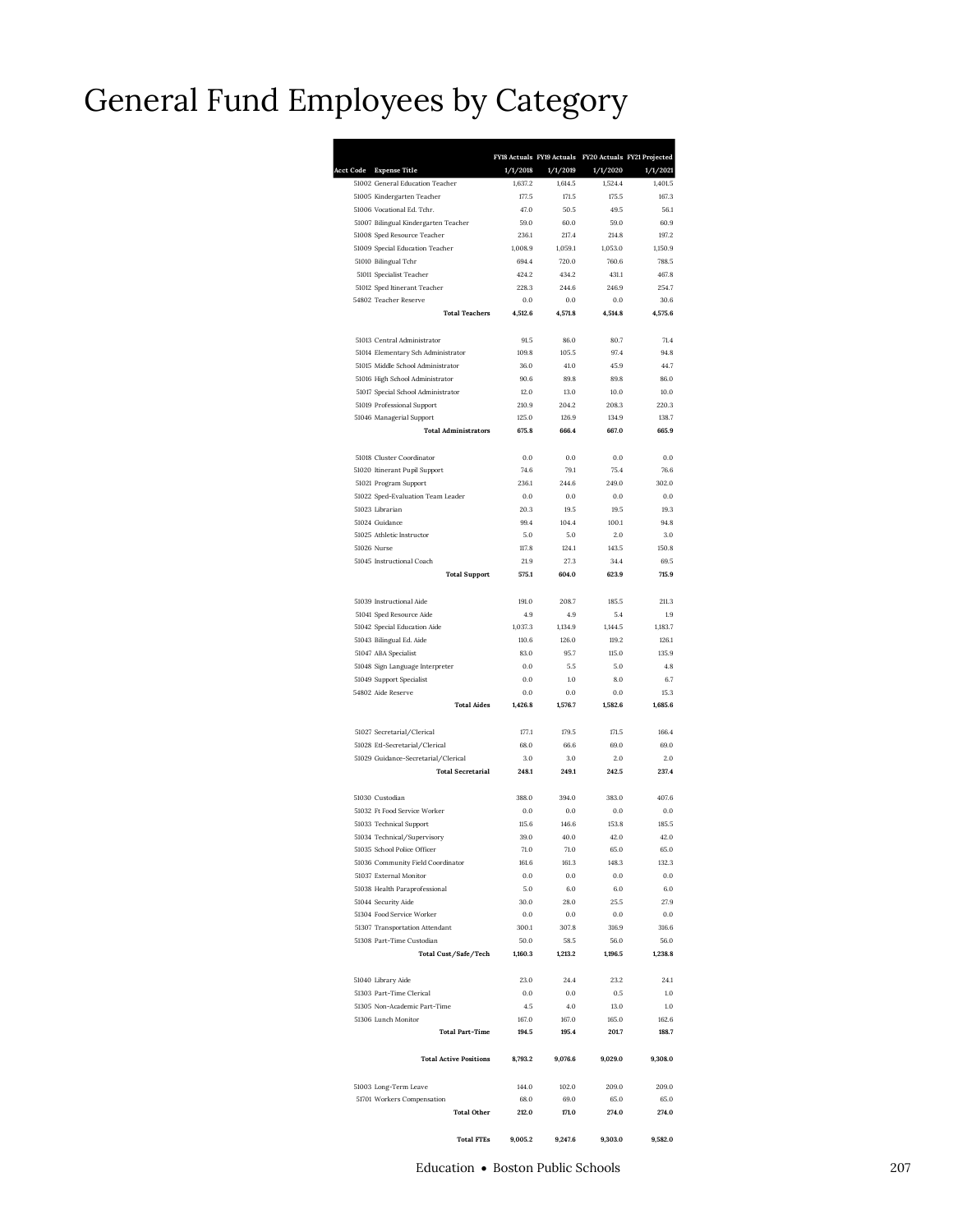# General Fund Employees by Category

| Acct Code | Expense Title | FY18 Actuals 1/1/2018 | FY19 Actuals 1/1/2019 | FY20 Actuals 1/1/2020 | FY21 Projected 1/1/2021 |
|---|---|---|---|---|---|
| 51002 | General Education Teacher | 1,637.2 | 1,614.5 | 1,524.4 | 1,401.5 |
| 51005 | Kindergarten Teacher | 177.5 | 171.5 | 175.5 | 167.3 |
| 51006 | Vocational Ed. Tchr. | 47.0 | 50.5 | 49.5 | 56.1 |
| 51007 | Bilingual Kindergarten Teacher | 59.0 | 60.0 | 59.0 | 60.9 |
| 51008 | Sped Resource Teacher | 236.1 | 217.4 | 214.8 | 197.2 |
| 51009 | Special Education Teacher | 1,008.9 | 1,059.1 | 1,053.0 | 1,150.9 |
| 51010 | Bilingual Tchr | 694.4 | 720.0 | 760.6 | 788.5 |
| 51011 | Specialist Teacher | 424.2 | 434.2 | 431.1 | 467.8 |
| 51012 | Sped Itinerant Teacher | 228.3 | 244.6 | 246.9 | 254.7 |
| 54802 | Teacher Reserve | 0.0 | 0.0 | 0.0 | 30.6 |
| | **Total Teachers** | **4,512.6** | **4,571.8** | **4,514.8** | **4,575.6** |
| 51013 | Central Administrator | 91.5 | 86.0 | 80.7 | 71.4 |
| 51014 | Elementary Sch Administrator | 109.8 | 105.5 | 97.4 | 94.8 |
| 51015 | Middle School Administrator | 36.0 | 41.0 | 45.9 | 44.7 |
| 51016 | High School Administrator | 90.6 | 89.8 | 89.8 | 86.0 |
| 51017 | Special School Administrator | 12.0 | 13.0 | 10.0 | 10.0 |
| 51019 | Professional Support | 210.9 | 204.2 | 208.3 | 220.3 |
| 51046 | Managerial Support | 125.0 | 126.9 | 134.9 | 138.7 |
| | **Total Administrators** | **675.8** | **666.4** | **667.0** | **665.9** |
| 51018 | Cluster Coordinator | 0.0 | 0.0 | 0.0 | 0.0 |
| 51020 | Itinerant Pupil Support | 74.6 | 79.1 | 75.4 | 76.6 |
| 51021 | Program Support | 236.1 | 244.6 | 249.0 | 302.0 |
| 51022 | Sped-Evaluation Team Leader | 0.0 | 0.0 | 0.0 | 0.0 |
| 51023 | Librarian | 20.3 | 19.5 | 19.5 | 19.3 |
| 51024 | Guidance | 99.4 | 104.4 | 100.1 | 94.8 |
| 51025 | Athletic Instructor | 5.0 | 5.0 | 2.0 | 3.0 |
| 51026 | Nurse | 117.8 | 124.1 | 143.5 | 150.8 |
| 51045 | Instructional Coach | 21.9 | 27.3 | 34.4 | 69.5 |
| | **Total Support** | **575.1** | **604.0** | **623.9** | **715.9** |
| 51039 | Instructional Aide | 191.0 | 208.7 | 185.5 | 211.3 |
| 51041 | Sped Resource Aide | 4.9 | 4.9 | 5.4 | 1.9 |
| 51042 | Special Education Aide | 1,037.3 | 1,134.9 | 1,144.5 | 1,183.7 |
| 51043 | Bilingual Ed. Aide | 110.6 | 126.0 | 119.2 | 126.1 |
| 51047 | ABA Specialist | 83.0 | 95.7 | 115.0 | 135.9 |
| 51048 | Sign Language Interpreter | 0.0 | 5.5 | 5.0 | 4.8 |
| 51049 | Support Specialist | 0.0 | 1.0 | 8.0 | 6.7 |
| 54802 | Aide Reserve | 0.0 | 0.0 | 0.0 | 15.3 |
| | **Total Aides** | **1,426.8** | **1,576.7** | **1,582.6** | **1,685.6** |
| 51027 | Secretarial/Clerical | 177.1 | 179.5 | 171.5 | 166.4 |
| 51028 | Etl-Secretarial/Clerical | 68.0 | 66.6 | 69.0 | 69.0 |
| 51029 | Guidance-Secretarial/Clerical | 3.0 | 3.0 | 2.0 | 2.0 |
| | **Total Secretarial** | **248.1** | **249.1** | **242.5** | **237.4** |
| 51030 | Custodian | 388.0 | 394.0 | 383.0 | 407.6 |
| 51032 | Ft Food Service Worker | 0.0 | 0.0 | 0.0 | 0.0 |
| 51033 | Technical Support | 115.6 | 146.6 | 153.8 | 185.5 |
| 51034 | Technical/Supervisory | 39.0 | 40.0 | 42.0 | 42.0 |
| 51035 | School Police Officer | 71.0 | 71.0 | 65.0 | 65.0 |
| 51036 | Community Field Coordinator | 161.6 | 161.3 | 148.3 | 132.3 |
| 51037 | External Monitor | 0.0 | 0.0 | 0.0 | 0.0 |
| 51038 | Health Paraprofessional | 5.0 | 6.0 | 6.0 | 6.0 |
| 51044 | Security Aide | 30.0 | 28.0 | 25.5 | 27.9 |
| 51304 | Food Service Worker | 0.0 | 0.0 | 0.0 | 0.0 |
| 51307 | Transportation Attendant | 300.1 | 307.8 | 316.9 | 316.6 |
| 51308 | Part-Time Custodian | 50.0 | 58.5 | 56.0 | 56.0 |
| | **Total Cust/Safe/Tech** | **1,160.3** | **1,213.2** | **1,196.5** | **1,238.8** |
| 51040 | Library Aide | 23.0 | 24.4 | 23.2 | 24.1 |
| 51303 | Part-Time Clerical | 0.0 | 0.0 | 0.5 | 1.0 |
| 51305 | Non-Academic Part-Time | 4.5 | 4.0 | 13.0 | 1.0 |
| 51306 | Lunch Monitor | 167.0 | 167.0 | 165.0 | 162.6 |
| | **Total Part-Time** | **194.5** | **195.4** | **201.7** | **188.7** |
| | **Total Active Positions** | **8,793.2** | **9,076.6** | **9,029.0** | **9,308.0** |
| 51003 | Long-Term Leave | 144.0 | 102.0 | 209.0 | 209.0 |
| 51701 | Workers Compensation | 68.0 | 69.0 | 65.0 | 65.0 |
| | **Total Other** | **212.0** | **171.0** | **274.0** | **274.0** |
| | **Total FTEs** | **9,005.2** | **9,247.6** | **9,303.0** | **9,582.0** |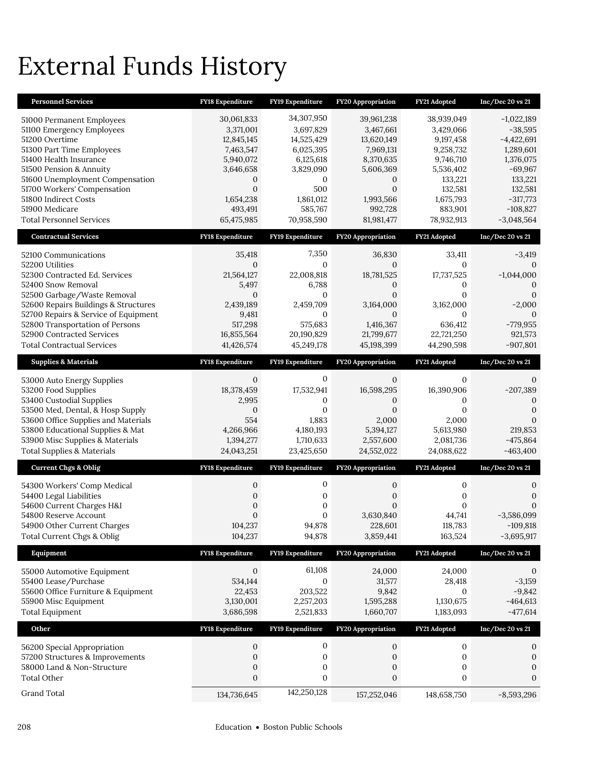# External Funds History

| Personnel Services | FY18 Expenditure | FY19 Expenditure | FY20 Appropriation | FY21 Adopted | Inc/Dec 20 vs 21 |
|---|---|---|---|---|---|
| 51000 Permanent Employees | 30,061,833 | 34,307,950 | 39,961,238 | 38,939,049 | -1,022,189 |
| 51100 Emergency Employees | 3,371,001 | 3,697,829 | 3,467,661 | 3,429,066 | -38,595 |
| 51200 Overtime | 12,845,145 | 14,525,429 | 13,620,149 | 9,197,458 | -4,422,691 |
| 51300 Part Time Employees | 7,463,547 | 6,025,395 | 7,969,131 | 9,258,732 | 1,289,601 |
| 51400 Health Insurance | 5,940,072 | 6,125,618 | 8,370,635 | 9,746,710 | 1,376,075 |
| 51500 Pension & Annuity | 3,646,658 | 3,829,090 | 5,606,369 | 5,536,402 | -69,967 |
| 51600 Unemployment Compensation | 0 | 0 | 0 | 133,221 | 133,221 |
| 51700 Workers' Compensation | 0 | 500 | 0 | 132,581 | 132,581 |
| 51800 Indirect Costs | 1,654,238 | 1,861,012 | 1,993,566 | 1,675,793 | -317,773 |
| 51900 Medicare | 493,491 | 585,767 | 992,728 | 883,901 | -108,827 |
| Total Personnel Services | 65,475,985 | 70,958,590 | 81,981,477 | 78,932,913 | -3,048,564 |

| Contractual Services | FY18 Expenditure | FY19 Expenditure | FY20 Appropriation | FY21 Adopted | Inc/Dec 20 vs 21 |
|---|---|---|---|---|---|
| 52100 Communications | 35,418 | 7,350 | 36,830 | 33,411 | -3,419 |
| 52200 Utilities | 0 | 0 | 0 | 0 | 0 |
| 52300 Contracted Ed. Services | 21,564,127 | 22,008,818 | 18,781,525 | 17,737,525 | -1,044,000 |
| 52400 Snow Removal | 5,497 | 6,788 | 0 | 0 | 0 |
| 52500 Garbage/Waste Removal | 0 | 0 | 0 | 0 | 0 |
| 52600 Repairs Buildings & Structures | 2,439,189 | 2,459,709 | 3,164,000 | 3,162,000 | -2,000 |
| 52700 Repairs & Service of Equipment | 9,481 | 0 | 0 | 0 | 0 |
| 52800 Transportation of Persons | 517,298 | 575,683 | 1,416,367 | 636,412 | -779,955 |
| 52900 Contracted Services | 16,855,564 | 20,190,829 | 21,799,677 | 22,721,250 | 921,573 |
| Total Contractual Services | 41,426,574 | 45,249,178 | 45,198,399 | 44,290,598 | -907,801 |

| Supplies & Materials | FY18 Expenditure | FY19 Expenditure | FY20 Appropriation | FY21 Adopted | Inc/Dec 20 vs 21 |
|---|---|---|---|---|---|
| 53000 Auto Energy Supplies | 0 | 0 | 0 | 0 | 0 |
| 53200 Food Supplies | 18,378,459 | 17,532,941 | 16,598,295 | 16,390,906 | -207,389 |
| 53400 Custodial Supplies | 2,995 | 0 | 0 | 0 | 0 |
| 53500 Med, Dental, & Hosp Supply | 0 | 0 | 0 | 0 | 0 |
| 53600 Office Supplies and Materials | 554 | 1,883 | 2,000 | 2,000 | 0 |
| 53800 Educational Supplies & Mat | 4,266,966 | 4,180,193 | 5,394,127 | 5,613,980 | 219,853 |
| 53900 Misc Supplies & Materials | 1,394,277 | 1,710,633 | 2,557,600 | 2,081,736 | -475,864 |
| Total Supplies & Materials | 24,043,251 | 23,425,650 | 24,552,022 | 24,088,622 | -463,400 |

| Current Chgs & Oblig | FY18 Expenditure | FY19 Expenditure | FY20 Appropriation | FY21 Adopted | Inc/Dec 20 vs 21 |
|---|---|---|---|---|---|
| 54300 Workers' Comp Medical | 0 | 0 | 0 | 0 | 0 |
| 54400 Legal Liabilities | 0 | 0 | 0 | 0 | 0 |
| 54600 Current Charges H&I | 0 | 0 | 0 | 0 | 0 |
| 54800 Reserve Account | 0 | 0 | 3,630,840 | 44,741 | -3,586,099 |
| 54900 Other Current Charges | 104,237 | 94,878 | 228,601 | 118,783 | -109,818 |
| Total Current Chgs & Oblig | 104,237 | 94,878 | 3,859,441 | 163,524 | -3,695,917 |

| Equipment | FY18 Expenditure | FY19 Expenditure | FY20 Appropriation | FY21 Adopted | Inc/Dec 20 vs 21 |
|---|---|---|---|---|---|
| 55000 Automotive Equipment | 0 | 61,108 | 24,000 | 24,000 | 0 |
| 55400 Lease/Purchase | 534,144 | 0 | 31,577 | 28,418 | -3,159 |
| 55600 Office Furniture & Equipment | 22,453 | 203,522 | 9,842 | 0 | -9,842 |
| 55900 Misc Equipment | 3,130,001 | 2,257,203 | 1,595,288 | 1,130,675 | -464,613 |
| Total Equipment | 3,686,598 | 2,521,833 | 1,660,707 | 1,183,093 | -477,614 |

| Other | FY18 Expenditure | FY19 Expenditure | FY20 Appropriation | FY21 Adopted | Inc/Dec 20 vs 21 |
|---|---|---|---|---|---|
| 56200 Special Appropriation | 0 | 0 | 0 | 0 | 0 |
| 57200 Structures & Improvements | 0 | 0 | 0 | 0 | 0 |
| 58000 Land & Non-Structure | 0 | 0 | 0 | 0 | 0 |
| Total Other | 0 | 0 | 0 | 0 | 0 |
| Grand Total | 134,736,645 | 142,250,128 | 157,252,046 | 148,658,750 | -8,593,296 |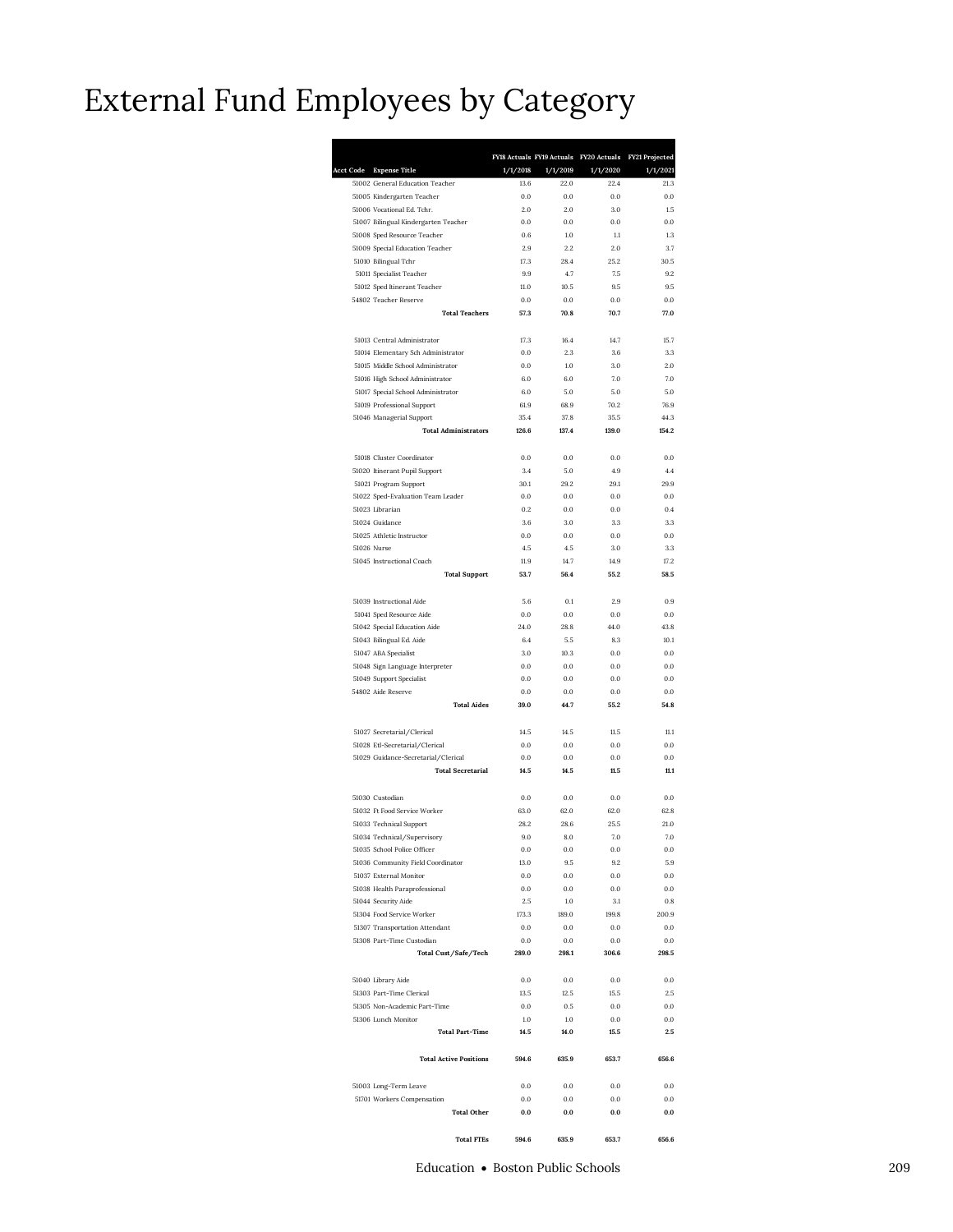# External Fund Employees by Category

| Acct Code | Expense Title | FY18 Actuals 1/1/2018 | FY19 Actuals 1/1/2019 | FY20 Actuals 1/1/2020 | FY21 Projected 1/1/2021 |
|---|---|---|---|---|---|
| 51002 | General Education Teacher | 13.6 | 22.0 | 22.4 | 21.3 |
| 51005 | Kindergarten Teacher | 0.0 | 0.0 | 0.0 | 0.0 |
| 51006 | Vocational Ed. Tchr. | 2.0 | 2.0 | 3.0 | 1.5 |
| 51007 | Bilingual Kindergarten Teacher | 0.0 | 0.0 | 0.0 | 0.0 |
| 51008 | Sped Resource Teacher | 0.6 | 1.0 | 1.1 | 1.3 |
| 51009 | Special Education Teacher | 2.9 | 2.2 | 2.0 | 3.7 |
| 51010 | Bilingual Tchr | 17.3 | 28.4 | 25.2 | 30.5 |
| 51011 | Specialist Teacher | 9.9 | 4.7 | 7.5 | 9.2 |
| 51012 | Sped Itinerant Teacher | 11.0 | 10.5 | 9.5 | 9.5 |
| 54802 | Teacher Reserve | 0.0 | 0.0 | 0.0 | 0.0 |
| | **Total Teachers** | **57.3** | **70.8** | **70.7** | **77.0** |
| | | | | | |
| 51013 | Central Administrator | 17.3 | 16.4 | 14.7 | 15.7 |
| 51014 | Elementary Sch Administrator | 0.0 | 2.3 | 3.6 | 3.3 |
| 51015 | Middle School Administrator | 0.0 | 1.0 | 3.0 | 2.0 |
| 51016 | High School Administrator | 6.0 | 6.0 | 7.0 | 7.0 |
| 51017 | Special School Administrator | 6.0 | 5.0 | 5.0 | 5.0 |
| 51019 | Professional Support | 61.9 | 68.9 | 70.2 | 76.9 |
| 51046 | Managerial Support | 35.4 | 37.8 | 35.5 | 44.3 |
| | **Total Administrators** | **126.6** | **137.4** | **139.0** | **154.2** |
| | | | | | |
| 51018 | Cluster Coordinator | 0.0 | 0.0 | 0.0 | 0.0 |
| 51020 | Itinerant Pupil Support | 3.4 | 5.0 | 4.9 | 4.4 |
| 51021 | Program Support | 30.1 | 29.2 | 29.1 | 29.9 |
| 51022 | Sped-Evaluation Team Leader | 0.0 | 0.0 | 0.0 | 0.0 |
| 51023 | Librarian | 0.2 | 0.0 | 0.0 | 0.4 |
| 51024 | Guidance | 3.6 | 3.0 | 3.3 | 3.3 |
| 51025 | Athletic Instructor | 0.0 | 0.0 | 0.0 | 0.0 |
| 51026 | Nurse | 4.5 | 4.5 | 3.0 | 3.3 |
| 51045 | Instructional Coach | 11.9 | 14.7 | 14.9 | 17.2 |
| | **Total Support** | **53.7** | **56.4** | **55.2** | **58.5** |
| | | | | | |
| 51039 | Instructional Aide | 5.6 | 0.1 | 2.9 | 0.9 |
| 51041 | Sped Resource Aide | 0.0 | 0.0 | 0.0 | 0.0 |
| 51042 | Special Education Aide | 24.0 | 28.8 | 44.0 | 43.8 |
| 51043 | Bilingual Ed. Aide | 6.4 | 5.5 | 8.3 | 10.1 |
| 51047 | ABA Specialist | 3.0 | 10.3 | 0.0 | 0.0 |
| 51048 | Sign Language Interpreter | 0.0 | 0.0 | 0.0 | 0.0 |
| 51049 | Support Specialist | 0.0 | 0.0 | 0.0 | 0.0 |
| 54802 | Aide Reserve | 0.0 | 0.0 | 0.0 | 0.0 |
| | **Total Aides** | **39.0** | **44.7** | **55.2** | **54.8** |
| | | | | | |
| 51027 | Secretarial/Clerical | 14.5 | 14.5 | 11.5 | 11.1 |
| 51028 | Etl-Secretarial/Clerical | 0.0 | 0.0 | 0.0 | 0.0 |
| 51029 | Guidance-Secretarial/Clerical | 0.0 | 0.0 | 0.0 | 0.0 |
| | **Total Secretarial** | **14.5** | **14.5** | **11.5** | **11.1** |
| | | | | | |
| 51030 | Custodian | 0.0 | 0.0 | 0.0 | 0.0 |
| 51032 | Ft Food Service Worker | 63.0 | 62.0 | 62.0 | 62.8 |
| 51033 | Technical Support | 28.2 | 28.6 | 25.5 | 21.0 |
| 51034 | Technical/Supervisory | 9.0 | 8.0 | 7.0 | 7.0 |
| 51035 | School Police Officer | 0.0 | 0.0 | 0.0 | 0.0 |
| 51036 | Community Field Coordinator | 13.0 | 9.5 | 9.2 | 5.9 |
| 51037 | External Monitor | 0.0 | 0.0 | 0.0 | 0.0 |
| 51038 | Health Paraprofessional | 0.0 | 0.0 | 0.0 | 0.0 |
| 51044 | Security Aide | 2.5 | 1.0 | 3.1 | 0.8 |
| 51304 | Food Service Worker | 173.3 | 189.0 | 199.8 | 200.9 |
| 51307 | Transportation Attendant | 0.0 | 0.0 | 0.0 | 0.0 |
| 51308 | Part-Time Custodian | 0.0 | 0.0 | 0.0 | 0.0 |
| | **Total Cust/Safe/Tech** | **289.0** | **298.1** | **306.6** | **298.5** |
| | | | | | |
| 51040 | Library Aide | 0.0 | 0.0 | 0.0 | 0.0 |
| 51303 | Part-Time Clerical | 13.5 | 12.5 | 15.5 | 2.5 |
| 51305 | Non-Academic Part-Time | 0.0 | 0.5 | 0.0 | 0.0 |
| 51306 | Lunch Monitor | 1.0 | 1.0 | 0.0 | 0.0 |
| | **Total Part-Time** | **14.5** | **14.0** | **15.5** | **2.5** |
| | | | | | |
| | **Total Active Positions** | **594.6** | **635.9** | **653.7** | **656.6** |
| | | | | | |
| 51003 | Long-Term Leave | 0.0 | 0.0 | 0.0 | 0.0 |
| 51701 | Workers Compensation | 0.0 | 0.0 | 0.0 | 0.0 |
| | **Total Other** | **0.0** | **0.0** | **0.0** | **0.0** |
| | | | | | |
| | **Total FTEs** | **594.6** | **635.9** | **653.7** | **656.6** |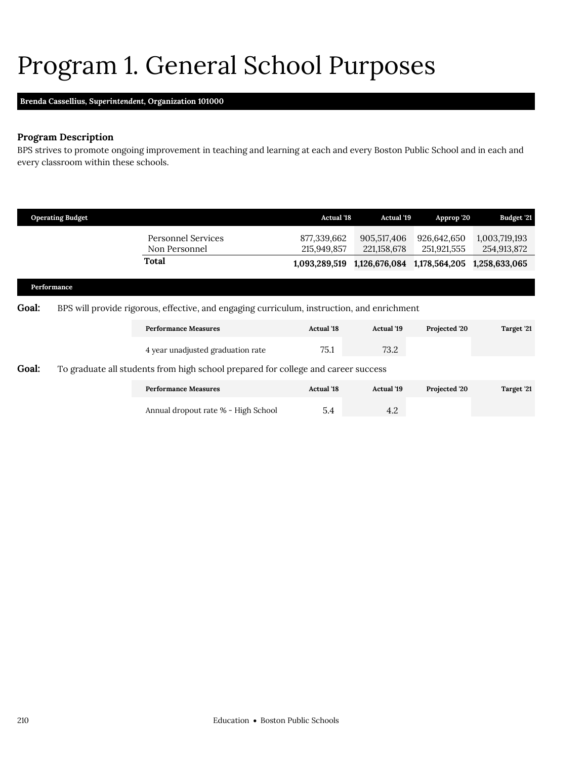# Program 1. General School Purposes

**Brenda Cassellius, *Superintendent*, Organization 101000**

### Program Description

BPS strives to promote ongoing improvement in teaching and learning at each and every Boston Public School and in each and every classroom within these schools.

| Operating Budget | Actual '18 | Actual '19 | Approp '20 | Budget '21 |
|---|---|---|---|---|
| Personnel Services | 877,339,662 | 905,517,406 | 926,642,650 | 1,003,719,193 |
| Non Personnel | 215,949,857 | 221,158,678 | 251,921,555 | 254,913,872 |
| **Total** | **1,093,289,519** | **1,126,676,084** | **1,178,564,205** | **1,258,633,065** |

### Performance

**Goal:** BPS will provide rigorous, effective, and engaging curriculum, instruction, and enrichment

| Performance Measures | Actual '18 | Actual '19 | Projected '20 | Target '21 |
|---|---|---|---|---|
| 4 year unadjusted graduation rate | 75.1 | 73.2 | | |

**Goal:** To graduate all students from high school prepared for college and career success

| Performance Measures | Actual '18 | Actual '19 | Projected '20 | Target '21 |
|---|---|---|---|---|
| Annual dropout rate % - High School | 5.4 | 4.2 | | |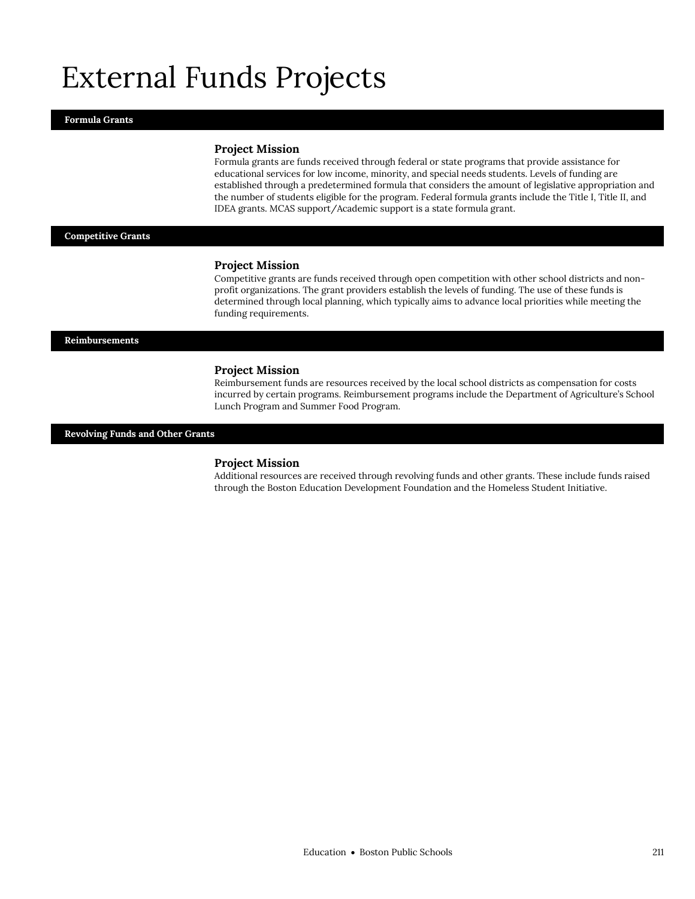# External Funds Projects

## Formula Grants

### Project Mission

Formula grants are funds received through federal or state programs that provide assistance for educational services for low income, minority, and special needs students. Levels of funding are established through a predetermined formula that considers the amount of legislative appropriation and the number of students eligible for the program. Federal formula grants include the Title I, Title II, and IDEA grants. MCAS support/Academic support is a state formula grant.

## Competitive Grants

### Project Mission

Competitive grants are funds received through open competition with other school districts and non-profit organizations. The grant providers establish the levels of funding. The use of these funds is determined through local planning, which typically aims to advance local priorities while meeting the funding requirements.

## Reimbursements

### Project Mission

Reimbursement funds are resources received by the local school districts as compensation for costs incurred by certain programs. Reimbursement programs include the Department of Agriculture's School Lunch Program and Summer Food Program.

## Revolving Funds and Other Grants

### Project Mission

Additional resources are received through revolving funds and other grants. These include funds raised through the Boston Education Development Foundation and the Homeless Student Initiative.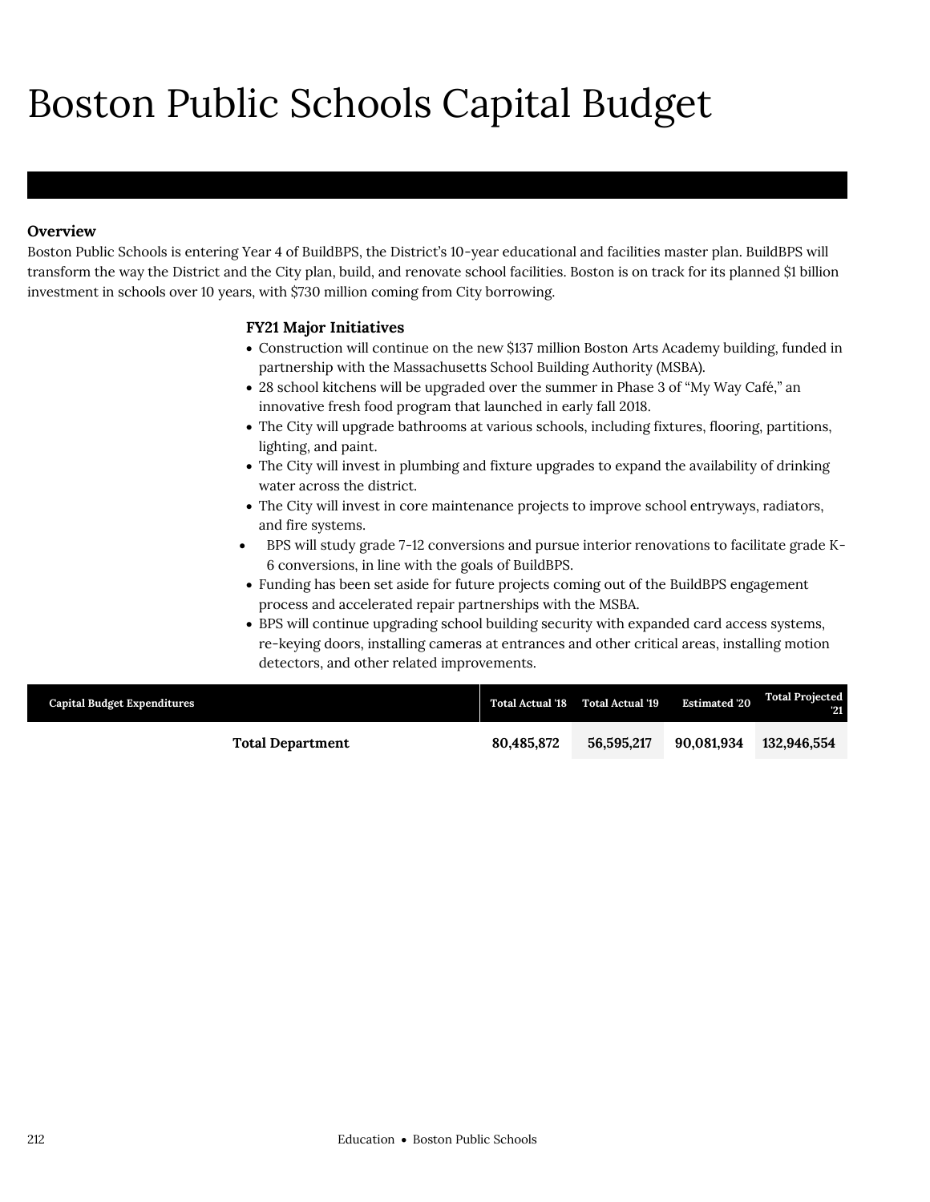# Boston Public Schools Capital Budget

**Overview**

Boston Public Schools is entering Year 4 of BuildBPS, the District's 10-year educational and facilities master plan. BuildBPS will transform the way the District and the City plan, build, and renovate school facilities. Boston is on track for its planned $1 billion investment in schools over 10 years, with $730 million coming from City borrowing.

### FY21 Major Initiatives

- Construction will continue on the new $137 million Boston Arts Academy building, funded in partnership with the Massachusetts School Building Authority (MSBA).
- 28 school kitchens will be upgraded over the summer in Phase 3 of "My Way Café," an innovative fresh food program that launched in early fall 2018.
- The City will upgrade bathrooms at various schools, including fixtures, flooring, partitions, lighting, and paint.
- The City will invest in plumbing and fixture upgrades to expand the availability of drinking water across the district.
- The City will invest in core maintenance projects to improve school entryways, radiators, and fire systems.
- BPS will study grade 7-12 conversions and pursue interior renovations to facilitate grade K-6 conversions, in line with the goals of BuildBPS.
- Funding has been set aside for future projects coming out of the BuildBPS engagement process and accelerated repair partnerships with the MSBA.
- BPS will continue upgrading school building security with expanded card access systems, re-keying doors, installing cameras at entrances and other critical areas, installing motion detectors, and other related improvements.

| Capital Budget Expenditures | Total Actual '18 | Total Actual '19 | Estimated '20 | Total Projected '21 |
|---|---|---|---|---|
| **Total Department** | **80,485,872** | **56,595,217** | **90,081,934** | **132,946,554** |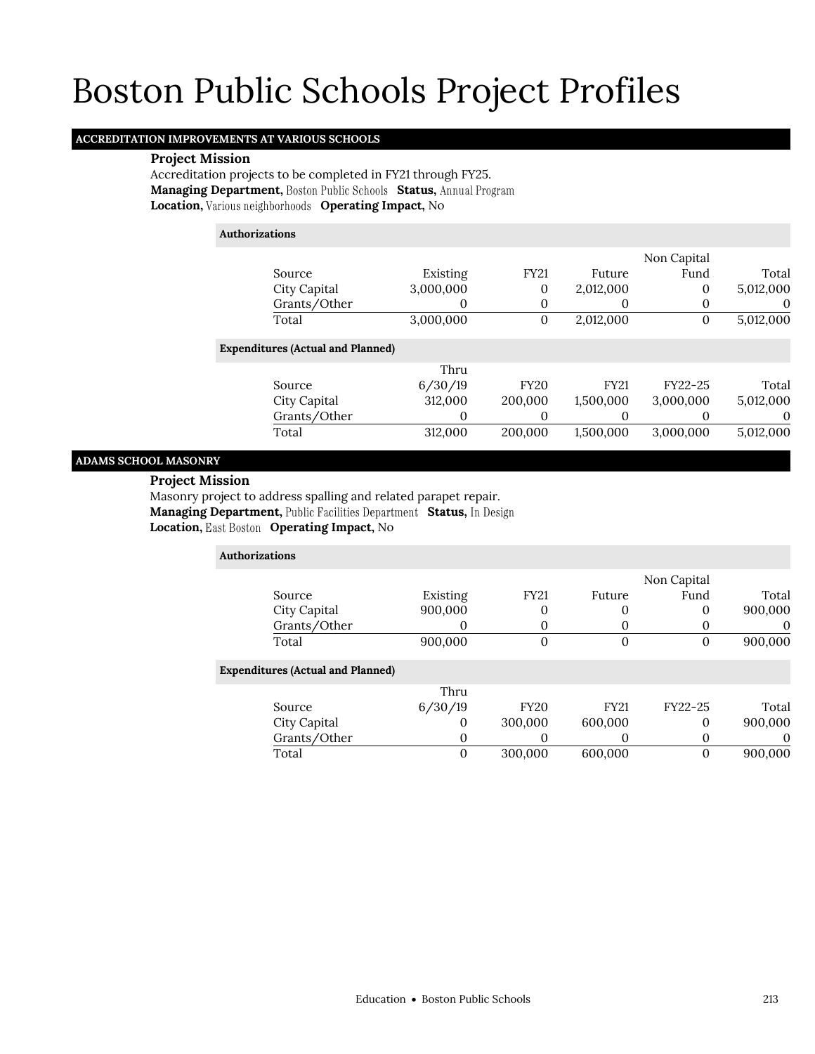# Boston Public Schools Project Profiles

## ACCREDITATION IMPROVEMENTS AT VARIOUS SCHOOLS

**Project Mission**

Accreditation projects to be completed in FY21 through FY25.

**Managing Department,** Boston Public Schools **Status,** Annual Program

**Location,** Various neighborhoods **Operating Impact,** No

**Authorizations**

| Source | Existing | FY21 | Future | Non Capital Fund | Total |
|---|---|---|---|---|---|
| City Capital | 3,000,000 | 0 | 2,012,000 | 0 | 5,012,000 |
| Grants/Other | 0 | 0 | 0 | 0 | 0 |
| Total | 3,000,000 | 0 | 2,012,000 | 0 | 5,012,000 |

**Expenditures (Actual and Planned)**

| Source | Thru 6/30/19 | FY20 | FY21 | FY22-25 | Total |
|---|---|---|---|---|---|
| City Capital | 312,000 | 200,000 | 1,500,000 | 3,000,000 | 5,012,000 |
| Grants/Other | 0 | 0 | 0 | 0 | 0 |
| Total | 312,000 | 200,000 | 1,500,000 | 3,000,000 | 5,012,000 |

## ADAMS SCHOOL MASONRY

**Project Mission**

Masonry project to address spalling and related parapet repair.

**Managing Department,** Public Facilities Department **Status,** In Design

**Location,** East Boston **Operating Impact,** No

**Authorizations**

| Source | Existing | FY21 | Future | Non Capital Fund | Total |
|---|---|---|---|---|---|
| City Capital | 900,000 | 0 | 0 | 0 | 900,000 |
| Grants/Other | 0 | 0 | 0 | 0 | 0 |
| Total | 900,000 | 0 | 0 | 0 | 900,000 |

**Expenditures (Actual and Planned)**

| Source | Thru 6/30/19 | FY20 | FY21 | FY22-25 | Total |
|---|---|---|---|---|---|
| City Capital | 0 | 300,000 | 600,000 | 0 | 900,000 |
| Grants/Other | 0 | 0 | 0 | 0 | 0 |
| Total | 0 | 300,000 | 600,000 | 0 | 900,000 |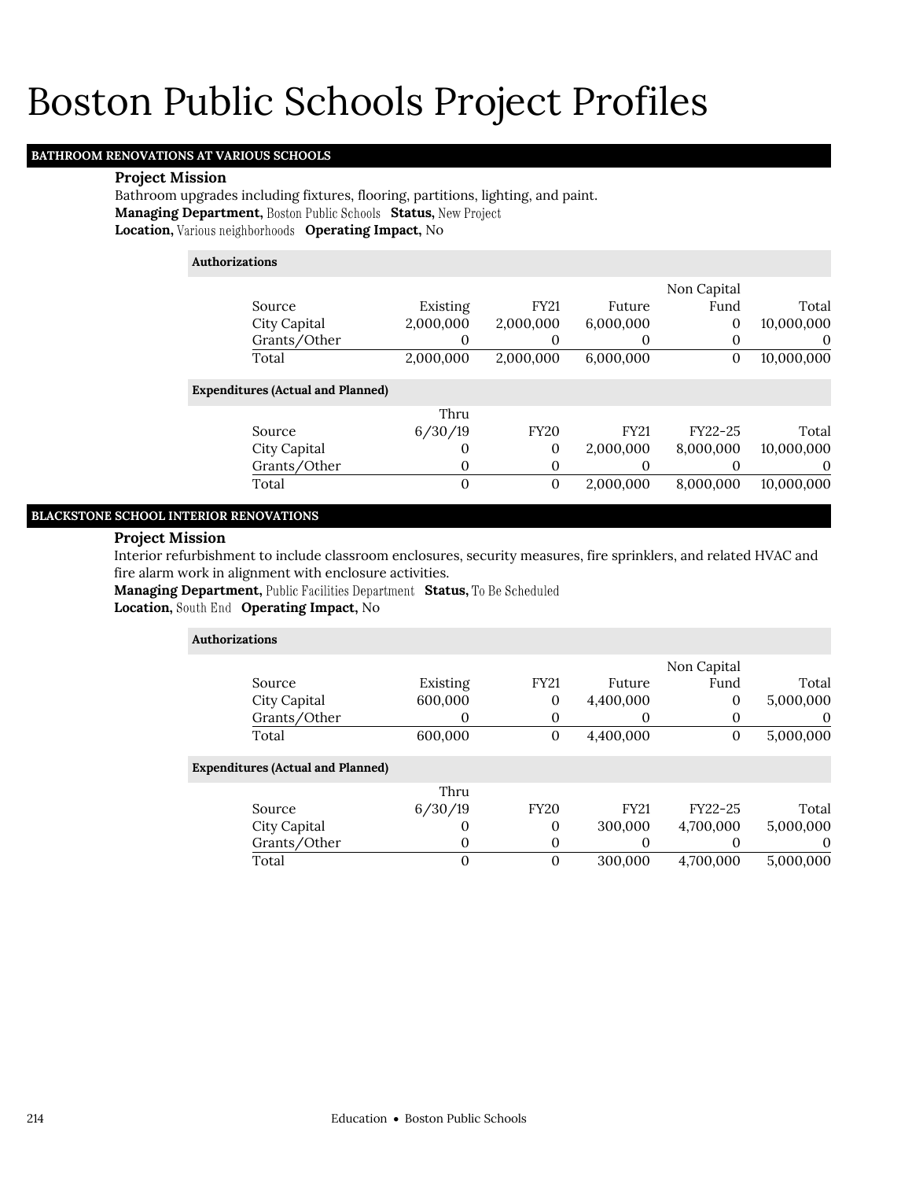# Boston Public Schools Project Profiles

## BATHROOM RENOVATIONS AT VARIOUS SCHOOLS

**Project Mission**

Bathroom upgrades including fixtures, flooring, partitions, lighting, and paint.

**Managing Department,** Boston Public Schools **Status,** New Project

**Location,** Various neighborhoods **Operating Impact,** No

**Authorizations**

| Source | Existing | FY21 | Future | Non Capital Fund | Total |
|---|---|---|---|---|---|
| City Capital | 2,000,000 | 2,000,000 | 6,000,000 | 0 | 10,000,000 |
| Grants/Other | 0 | 0 | 0 | 0 | 0 |
| Total | 2,000,000 | 2,000,000 | 6,000,000 | 0 | 10,000,000 |

**Expenditures (Actual and Planned)**

| Source | Thru 6/30/19 | FY20 | FY21 | FY22-25 | Total |
|---|---|---|---|---|---|
| City Capital | 0 | 0 | 2,000,000 | 8,000,000 | 10,000,000 |
| Grants/Other | 0 | 0 | 0 | 0 | 0 |
| Total | 0 | 0 | 2,000,000 | 8,000,000 | 10,000,000 |

## BLACKSTONE SCHOOL INTERIOR RENOVATIONS

**Project Mission**

Interior refurbishment to include classroom enclosures, security measures, fire sprinklers, and related HVAC and fire alarm work in alignment with enclosure activities.

**Managing Department,** Public Facilities Department **Status,** To Be Scheduled

**Location,** South End **Operating Impact,** No

**Authorizations**

| Source | Existing | FY21 | Future | Non Capital Fund | Total |
|---|---|---|---|---|---|
| City Capital | 600,000 | 0 | 4,400,000 | 0 | 5,000,000 |
| Grants/Other | 0 | 0 | 0 | 0 | 0 |
| Total | 600,000 | 0 | 4,400,000 | 0 | 5,000,000 |

**Expenditures (Actual and Planned)**

| Source | Thru 6/30/19 | FY20 | FY21 | FY22-25 | Total |
|---|---|---|---|---|---|
| City Capital | 0 | 0 | 300,000 | 4,700,000 | 5,000,000 |
| Grants/Other | 0 | 0 | 0 | 0 | 0 |
| Total | 0 | 0 | 300,000 | 4,700,000 | 5,000,000 |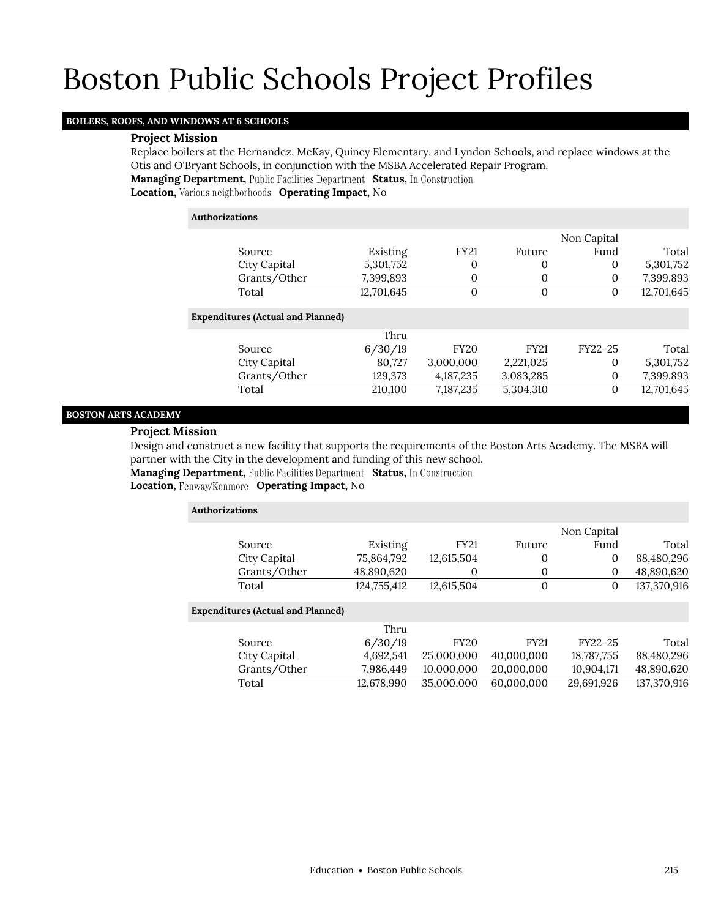# Boston Public Schools Project Profiles

## BOILERS, ROOFS, AND WINDOWS AT 6 SCHOOLS

### Project Mission

Replace boilers at the Hernandez, McKay, Quincy Elementary, and Lyndon Schools, and replace windows at the Otis and O'Bryant Schools, in conjunction with the MSBA Accelerated Repair Program.

**Managing Department,** Public Facilities Department **Status,** In Construction
**Location,** Various neighborhoods **Operating Impact,** No

**Authorizations**

| Source | Existing | FY21 | Future | Non Capital Fund | Total |
|---|---|---|---|---|---|
| City Capital | 5,301,752 | 0 | 0 | 0 | 5,301,752 |
| Grants/Other | 7,399,893 | 0 | 0 | 0 | 7,399,893 |
| Total | 12,701,645 | 0 | 0 | 0 | 12,701,645 |

**Expenditures (Actual and Planned)**

| Source | Thru 6/30/19 | FY20 | FY21 | FY22-25 | Total |
|---|---|---|---|---|---|
| City Capital | 80,727 | 3,000,000 | 2,221,025 | 0 | 5,301,752 |
| Grants/Other | 129,373 | 4,187,235 | 3,083,285 | 0 | 7,399,893 |
| Total | 210,100 | 7,187,235 | 5,304,310 | 0 | 12,701,645 |

## BOSTON ARTS ACADEMY

### Project Mission

Design and construct a new facility that supports the requirements of the Boston Arts Academy. The MSBA will partner with the City in the development and funding of this new school.

**Managing Department,** Public Facilities Department **Status,** In Construction
**Location,** Fenway/Kenmore **Operating Impact,** No

**Authorizations**

| Source | Existing | FY21 | Future | Non Capital Fund | Total |
|---|---|---|---|---|---|
| City Capital | 75,864,792 | 12,615,504 | 0 | 0 | 88,480,296 |
| Grants/Other | 48,890,620 | 0 | 0 | 0 | 48,890,620 |
| Total | 124,755,412 | 12,615,504 | 0 | 0 | 137,370,916 |

**Expenditures (Actual and Planned)**

| Source | Thru 6/30/19 | FY20 | FY21 | FY22-25 | Total |
|---|---|---|---|---|---|
| City Capital | 4,692,541 | 25,000,000 | 40,000,000 | 18,787,755 | 88,480,296 |
| Grants/Other | 7,986,449 | 10,000,000 | 20,000,000 | 10,904,171 | 48,890,620 |
| Total | 12,678,990 | 35,000,000 | 60,000,000 | 29,691,926 | 137,370,916 |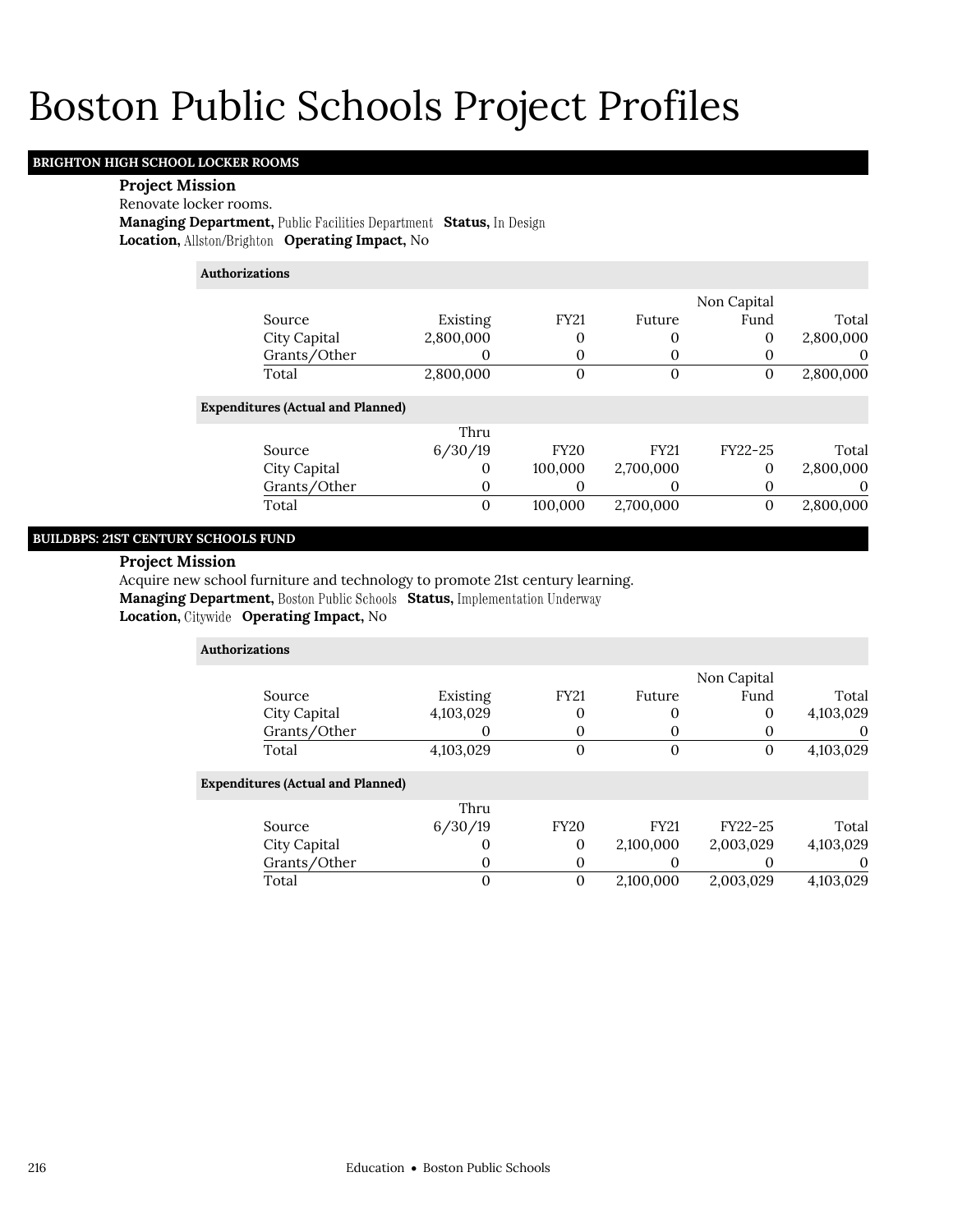# Boston Public Schools Project Profiles

## BRIGHTON HIGH SCHOOL LOCKER ROOMS

**Project Mission**

Renovate locker rooms.

**Managing Department,** Public Facilities Department **Status,** In Design

**Location,** Allston/Brighton **Operating Impact,** No

**Authorizations**

| Source | Existing | FY21 | Future | Non Capital Fund | Total |
|---|---|---|---|---|---|
| City Capital | 2,800,000 | 0 | 0 | 0 | 2,800,000 |
| Grants/Other | 0 | 0 | 0 | 0 | 0 |
| Total | 2,800,000 | 0 | 0 | 0 | 2,800,000 |

**Expenditures (Actual and Planned)**

| Source | Thru 6/30/19 | FY20 | FY21 | FY22-25 | Total |
|---|---|---|---|---|---|
| City Capital | 0 | 100,000 | 2,700,000 | 0 | 2,800,000 |
| Grants/Other | 0 | 0 | 0 | 0 | 0 |
| Total | 0 | 100,000 | 2,700,000 | 0 | 2,800,000 |

## BUILDBPS: 21ST CENTURY SCHOOLS FUND

**Project Mission**

Acquire new school furniture and technology to promote 21st century learning.

**Managing Department,** Boston Public Schools **Status,** Implementation Underway

**Location,** Citywide **Operating Impact,** No

**Authorizations**

| Source | Existing | FY21 | Future | Non Capital Fund | Total |
|---|---|---|---|---|---|
| City Capital | 4,103,029 | 0 | 0 | 0 | 4,103,029 |
| Grants/Other | 0 | 0 | 0 | 0 | 0 |
| Total | 4,103,029 | 0 | 0 | 0 | 4,103,029 |

**Expenditures (Actual and Planned)**

| Source | Thru 6/30/19 | FY20 | FY21 | FY22-25 | Total |
|---|---|---|---|---|---|
| City Capital | 0 | 0 | 2,100,000 | 2,003,029 | 4,103,029 |
| Grants/Other | 0 | 0 | 0 | 0 | 0 |
| Total | 0 | 0 | 2,100,000 | 2,003,029 | 4,103,029 |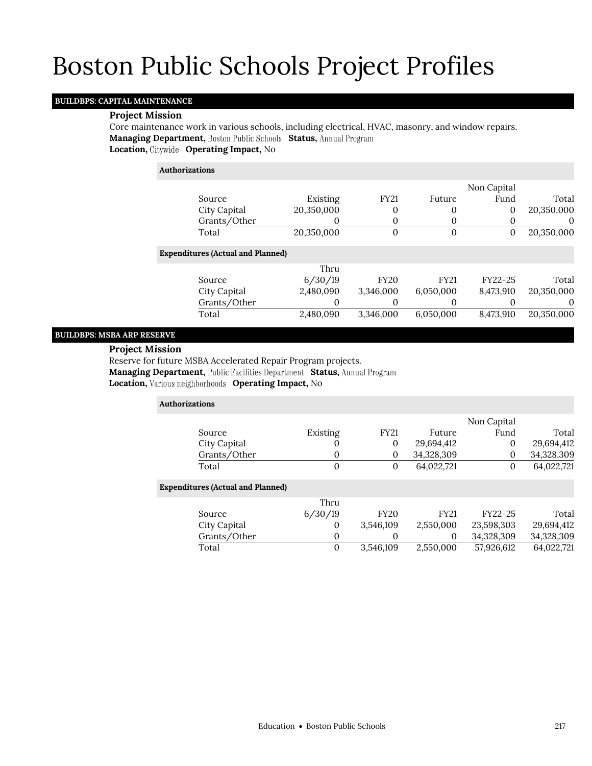# Boston Public Schools Project Profiles

## BUILDBPS: CAPITAL MAINTENANCE

**Project Mission**

Core maintenance work in various schools, including electrical, HVAC, masonry, and window repairs.

**Managing Department,** Boston Public Schools **Status,** Annual Program

**Location,** Citywide **Operating Impact,** No

**Authorizations**

| Source | Existing | FY21 | Future | Non Capital Fund | Total |
|---|---|---|---|---|---|
| City Capital | 20,350,000 | 0 | 0 | 0 | 20,350,000 |
| Grants/Other | 0 | 0 | 0 | 0 | 0 |
| Total | 20,350,000 | 0 | 0 | 0 | 20,350,000 |

**Expenditures (Actual and Planned)**

| Source | Thru 6/30/19 | FY20 | FY21 | FY22-25 | Total |
|---|---|---|---|---|---|
| City Capital | 2,480,090 | 3,346,000 | 6,050,000 | 8,473,910 | 20,350,000 |
| Grants/Other | 0 | 0 | 0 | 0 | 0 |
| Total | 2,480,090 | 3,346,000 | 6,050,000 | 8,473,910 | 20,350,000 |

## BUILDBPS: MSBA ARP RESERVE

**Project Mission**

Reserve for future MSBA Accelerated Repair Program projects.

**Managing Department,** Public Facilities Department **Status,** Annual Program

**Location,** Various neighborhoods **Operating Impact,** No

**Authorizations**

| Source | Existing | FY21 | Future | Non Capital Fund | Total |
|---|---|---|---|---|---|
| City Capital | 0 | 0 | 29,694,412 | 0 | 29,694,412 |
| Grants/Other | 0 | 0 | 34,328,309 | 0 | 34,328,309 |
| Total | 0 | 0 | 64,022,721 | 0 | 64,022,721 |

**Expenditures (Actual and Planned)**

| Source | Thru 6/30/19 | FY20 | FY21 | FY22-25 | Total |
|---|---|---|---|---|---|
| City Capital | 0 | 3,546,109 | 2,550,000 | 23,598,303 | 29,694,412 |
| Grants/Other | 0 | 0 | 0 | 34,328,309 | 34,328,309 |
| Total | 0 | 3,546,109 | 2,550,000 | 57,926,612 | 64,022,721 |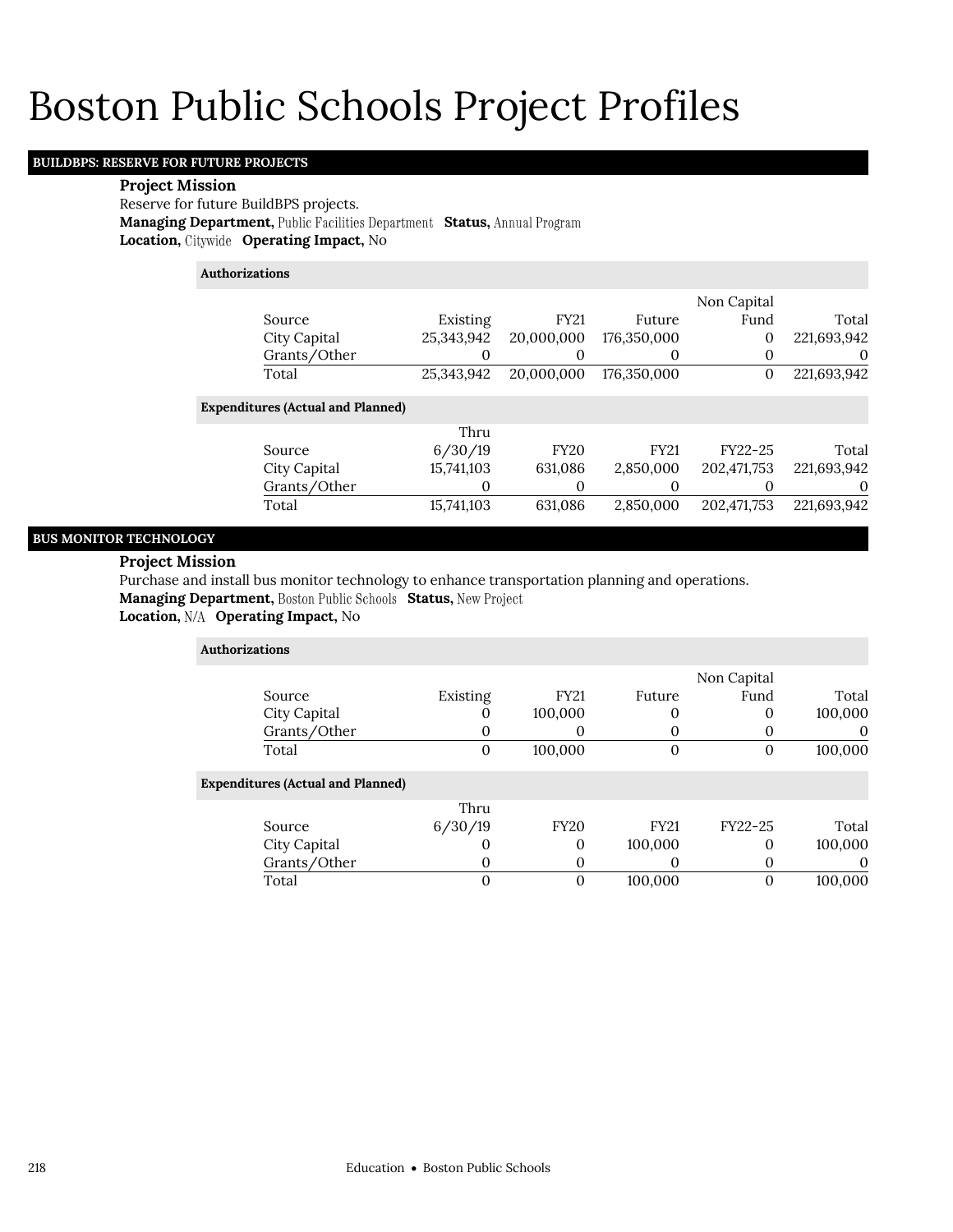# Boston Public Schools Project Profiles

## BUILDBPS: RESERVE FOR FUTURE PROJECTS

**Project Mission**

Reserve for future BuildBPS projects.

**Managing Department,** Public Facilities Department **Status,** Annual Program

**Location,** Citywide **Operating Impact,** No

**Authorizations**

| Source | Existing | FY21 | Future | Non Capital Fund | Total |
|---|---|---|---|---|---|
| City Capital | 25,343,942 | 20,000,000 | 176,350,000 | 0 | 221,693,942 |
| Grants/Other | 0 | 0 | 0 | 0 | 0 |
| Total | 25,343,942 | 20,000,000 | 176,350,000 | 0 | 221,693,942 |

**Expenditures (Actual and Planned)**

| Source | Thru 6/30/19 | FY20 | FY21 | FY22-25 | Total |
|---|---|---|---|---|---|
| City Capital | 15,741,103 | 631,086 | 2,850,000 | 202,471,753 | 221,693,942 |
| Grants/Other | 0 | 0 | 0 | 0 | 0 |
| Total | 15,741,103 | 631,086 | 2,850,000 | 202,471,753 | 221,693,942 |

## BUS MONITOR TECHNOLOGY

**Project Mission**

Purchase and install bus monitor technology to enhance transportation planning and operations.

**Managing Department,** Boston Public Schools **Status,** New Project

**Location,** N/A **Operating Impact,** No

**Authorizations**

| Source | Existing | FY21 | Future | Non Capital Fund | Total |
|---|---|---|---|---|---|
| City Capital | 0 | 100,000 | 0 | 0 | 100,000 |
| Grants/Other | 0 | 0 | 0 | 0 | 0 |
| Total | 0 | 100,000 | 0 | 0 | 100,000 |

**Expenditures (Actual and Planned)**

| Source | Thru 6/30/19 | FY20 | FY21 | FY22-25 | Total |
|---|---|---|---|---|---|
| City Capital | 0 | 0 | 100,000 | 0 | 100,000 |
| Grants/Other | 0 | 0 | 0 | 0 | 0 |
| Total | 0 | 0 | 100,000 | 0 | 100,000 |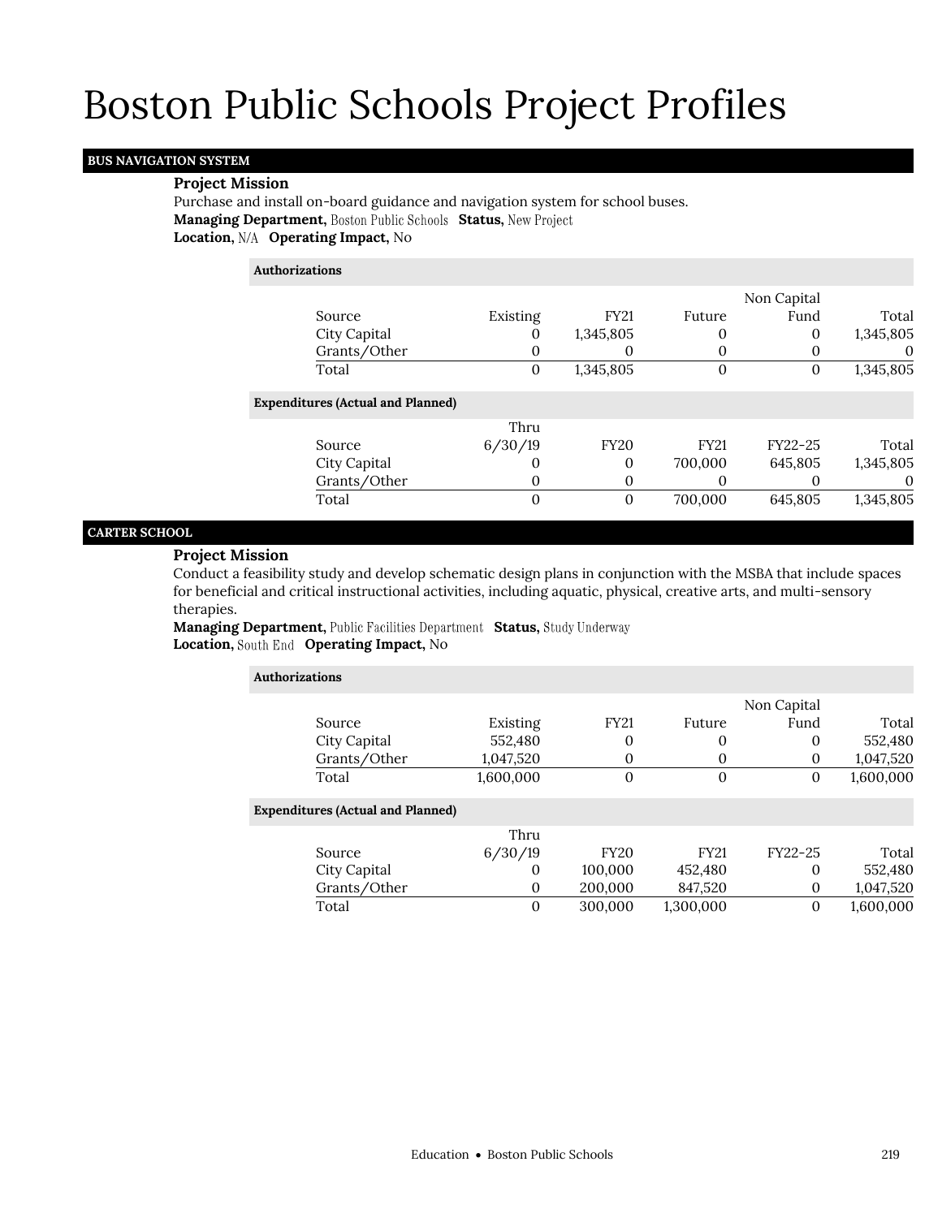# Boston Public Schools Project Profiles

## BUS NAVIGATION SYSTEM

**Project Mission**

Purchase and install on-board guidance and navigation system for school buses.

**Managing Department,** Boston Public Schools **Status,** New Project

**Location,** N/A **Operating Impact,** No

**Authorizations**

| Source | Existing | FY21 | Future | Non Capital Fund | Total |
|---|---|---|---|---|---|
| City Capital | 0 | 1,345,805 | 0 | 0 | 1,345,805 |
| Grants/Other | 0 | 0 | 0 | 0 | 0 |
| Total | 0 | 1,345,805 | 0 | 0 | 1,345,805 |

**Expenditures (Actual and Planned)**

| Source | Thru 6/30/19 | FY20 | FY21 | FY22-25 | Total |
|---|---|---|---|---|---|
| City Capital | 0 | 0 | 700,000 | 645,805 | 1,345,805 |
| Grants/Other | 0 | 0 | 0 | 0 | 0 |
| Total | 0 | 0 | 700,000 | 645,805 | 1,345,805 |

## CARTER SCHOOL

**Project Mission**

Conduct a feasibility study and develop schematic design plans in conjunction with the MSBA that include spaces for beneficial and critical instructional activities, including aquatic, physical, creative arts, and multi-sensory therapies.

**Managing Department,** Public Facilities Department **Status,** Study Underway

**Location,** South End **Operating Impact,** No

**Authorizations**

| Source | Existing | FY21 | Future | Non Capital Fund | Total |
|---|---|---|---|---|---|
| City Capital | 552,480 | 0 | 0 | 0 | 552,480 |
| Grants/Other | 1,047,520 | 0 | 0 | 0 | 1,047,520 |
| Total | 1,600,000 | 0 | 0 | 0 | 1,600,000 |

**Expenditures (Actual and Planned)**

| Source | Thru 6/30/19 | FY20 | FY21 | FY22-25 | Total |
|---|---|---|---|---|---|
| City Capital | 0 | 100,000 | 452,480 | 0 | 552,480 |
| Grants/Other | 0 | 200,000 | 847,520 | 0 | 1,047,520 |
| Total | 0 | 300,000 | 1,300,000 | 0 | 1,600,000 |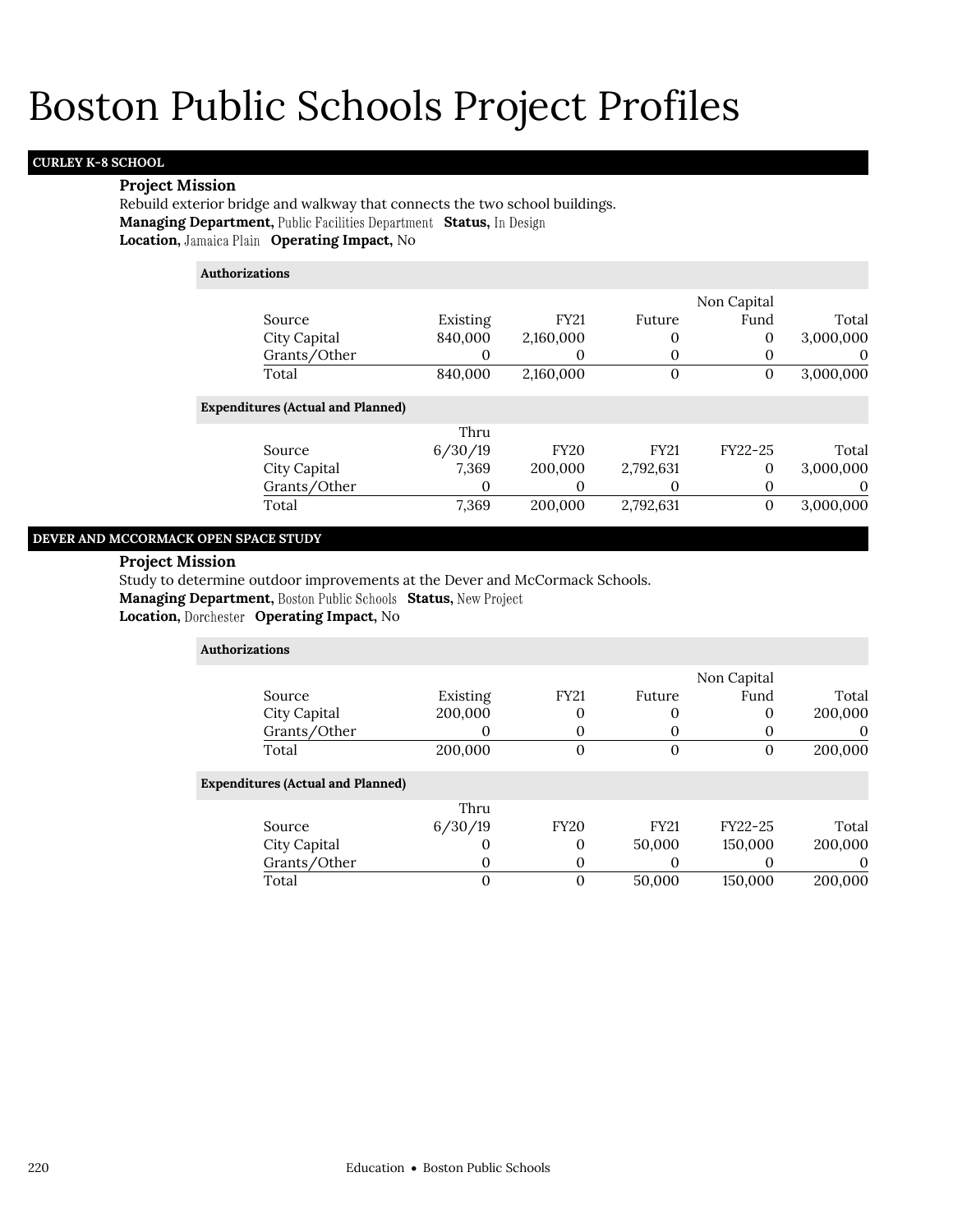# Boston Public Schools Project Profiles

## CURLEY K-8 SCHOOL

**Project Mission**

Rebuild exterior bridge and walkway that connects the two school buildings.

**Managing Department,** Public Facilities Department **Status,** In Design

**Location,** Jamaica Plain **Operating Impact,** No

**Authorizations**

| Source | Existing | FY21 | Future | Non Capital Fund | Total |
|---|---|---|---|---|---|
| City Capital | 840,000 | 2,160,000 | 0 | 0 | 3,000,000 |
| Grants/Other | 0 | 0 | 0 | 0 | 0 |
| Total | 840,000 | 2,160,000 | 0 | 0 | 3,000,000 |

**Expenditures (Actual and Planned)**

| Source | Thru 6/30/19 | FY20 | FY21 | FY22-25 | Total |
|---|---|---|---|---|---|
| City Capital | 7,369 | 200,000 | 2,792,631 | 0 | 3,000,000 |
| Grants/Other | 0 | 0 | 0 | 0 | 0 |
| Total | 7,369 | 200,000 | 2,792,631 | 0 | 3,000,000 |

## DEVER AND MCCORMACK OPEN SPACE STUDY

**Project Mission**

Study to determine outdoor improvements at the Dever and McCormack Schools.

**Managing Department,** Boston Public Schools **Status,** New Project

**Location,** Dorchester **Operating Impact,** No

**Authorizations**

| Source | Existing | FY21 | Future | Non Capital Fund | Total |
|---|---|---|---|---|---|
| City Capital | 200,000 | 0 | 0 | 0 | 200,000 |
| Grants/Other | 0 | 0 | 0 | 0 | 0 |
| Total | 200,000 | 0 | 0 | 0 | 200,000 |

**Expenditures (Actual and Planned)**

| Source | Thru 6/30/19 | FY20 | FY21 | FY22-25 | Total |
|---|---|---|---|---|---|
| City Capital | 0 | 0 | 50,000 | 150,000 | 200,000 |
| Grants/Other | 0 | 0 | 0 | 0 | 0 |
| Total | 0 | 0 | 50,000 | 150,000 | 200,000 |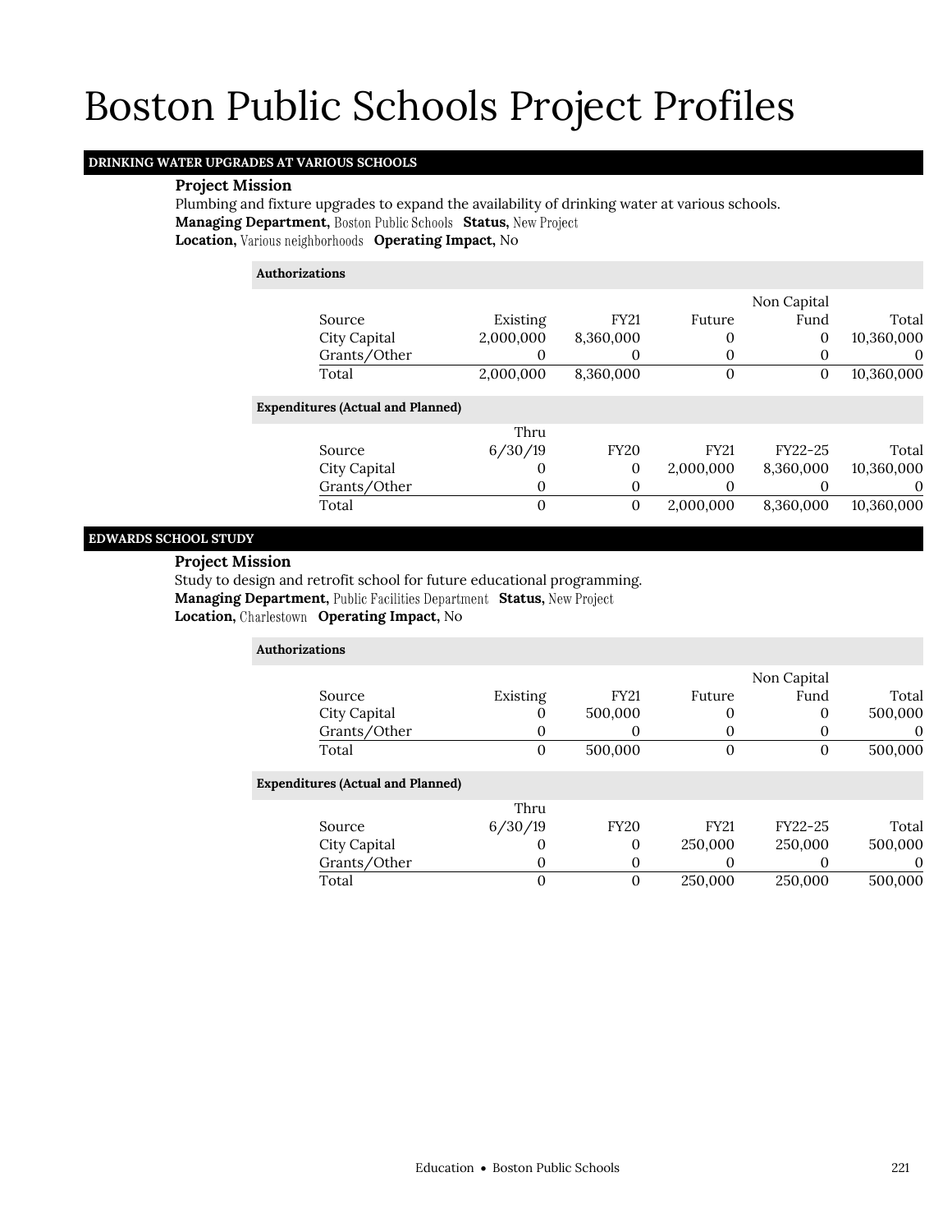# Boston Public Schools Project Profiles

## DRINKING WATER UPGRADES AT VARIOUS SCHOOLS

**Project Mission**

Plumbing and fixture upgrades to expand the availability of drinking water at various schools.

**Managing Department,** Boston Public Schools **Status,** New Project

**Location,** Various neighborhoods **Operating Impact,** No

**Authorizations**

| Source | Existing | FY21 | Future | Non Capital Fund | Total |
|---|---|---|---|---|---|
| City Capital | 2,000,000 | 8,360,000 | 0 | 0 | 10,360,000 |
| Grants/Other | 0 | 0 | 0 | 0 | 0 |
| Total | 2,000,000 | 8,360,000 | 0 | 0 | 10,360,000 |

**Expenditures (Actual and Planned)**

| Source | Thru 6/30/19 | FY20 | FY21 | FY22-25 | Total |
|---|---|---|---|---|---|
| City Capital | 0 | 0 | 2,000,000 | 8,360,000 | 10,360,000 |
| Grants/Other | 0 | 0 | 0 | 0 | 0 |
| Total | 0 | 0 | 2,000,000 | 8,360,000 | 10,360,000 |

## EDWARDS SCHOOL STUDY

**Project Mission**

Study to design and retrofit school for future educational programming.

**Managing Department,** Public Facilities Department **Status,** New Project

**Location,** Charlestown **Operating Impact,** No

**Authorizations**

| Source | Existing | FY21 | Future | Non Capital Fund | Total |
|---|---|---|---|---|---|
| City Capital | 0 | 500,000 | 0 | 0 | 500,000 |
| Grants/Other | 0 | 0 | 0 | 0 | 0 |
| Total | 0 | 500,000 | 0 | 0 | 500,000 |

**Expenditures (Actual and Planned)**

| Source | Thru 6/30/19 | FY20 | FY21 | FY22-25 | Total |
|---|---|---|---|---|---|
| City Capital | 0 | 0 | 250,000 | 250,000 | 500,000 |
| Grants/Other | 0 | 0 | 0 | 0 | 0 |
| Total | 0 | 0 | 250,000 | 250,000 | 500,000 |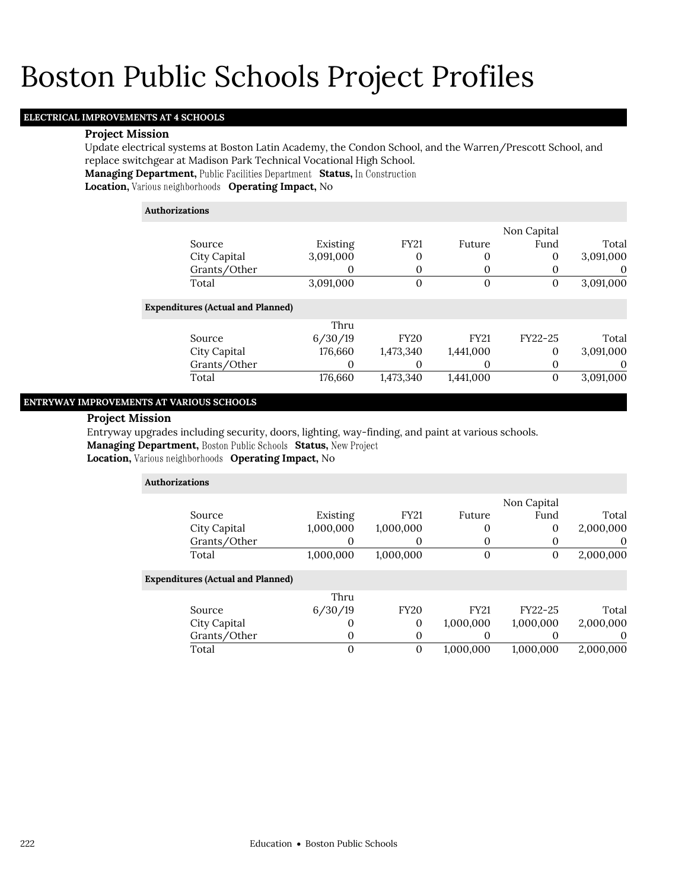# Boston Public Schools Project Profiles

## ELECTRICAL IMPROVEMENTS AT 4 SCHOOLS

**Project Mission**

Update electrical systems at Boston Latin Academy, the Condon School, and the Warren/Prescott School, and replace switchgear at Madison Park Technical Vocational High School.

**Managing Department,** Public Facilities Department **Status,** In Construction
**Location,** Various neighborhoods **Operating Impact,** No

**Authorizations**

| Source | Existing | FY21 | Future | Non Capital Fund | Total |
|---|---|---|---|---|---|
| City Capital | 3,091,000 | 0 | 0 | 0 | 3,091,000 |
| Grants/Other | 0 | 0 | 0 | 0 | 0 |
| Total | 3,091,000 | 0 | 0 | 0 | 3,091,000 |

**Expenditures (Actual and Planned)**

| Source | Thru 6/30/19 | FY20 | FY21 | FY22-25 | Total |
|---|---|---|---|---|---|
| City Capital | 176,660 | 1,473,340 | 1,441,000 | 0 | 3,091,000 |
| Grants/Other | 0 | 0 | 0 | 0 | 0 |
| Total | 176,660 | 1,473,340 | 1,441,000 | 0 | 3,091,000 |

## ENTRYWAY IMPROVEMENTS AT VARIOUS SCHOOLS

**Project Mission**

Entryway upgrades including security, doors, lighting, way-finding, and paint at various schools.

**Managing Department,** Boston Public Schools **Status,** New Project
**Location,** Various neighborhoods **Operating Impact,** No

**Authorizations**

| Source | Existing | FY21 | Future | Non Capital Fund | Total |
|---|---|---|---|---|---|
| City Capital | 1,000,000 | 1,000,000 | 0 | 0 | 2,000,000 |
| Grants/Other | 0 | 0 | 0 | 0 | 0 |
| Total | 1,000,000 | 1,000,000 | 0 | 0 | 2,000,000 |

**Expenditures (Actual and Planned)**

| Source | Thru 6/30/19 | FY20 | FY21 | FY22-25 | Total |
|---|---|---|---|---|---|
| City Capital | 0 | 0 | 1,000,000 | 1,000,000 | 2,000,000 |
| Grants/Other | 0 | 0 | 0 | 0 | 0 |
| Total | 0 | 0 | 1,000,000 | 1,000,000 | 2,000,000 |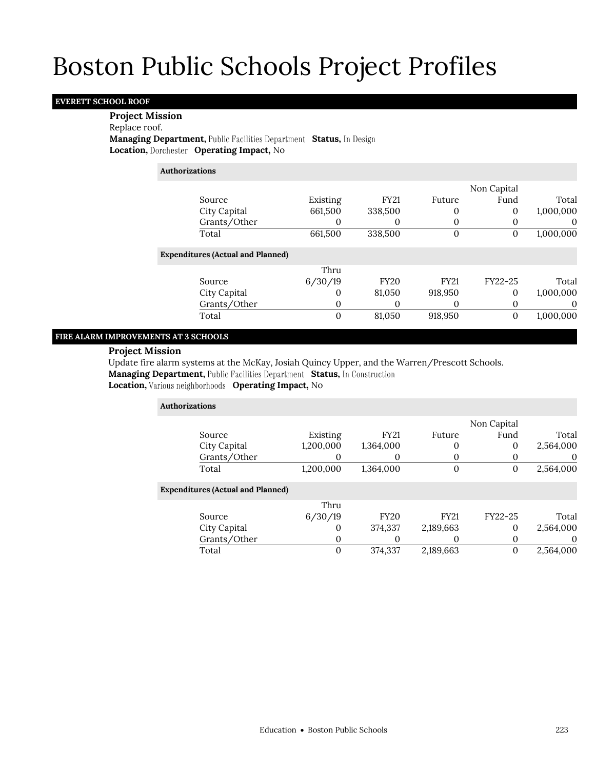# Boston Public Schools Project Profiles

## EVERETT SCHOOL ROOF

**Project Mission**

Replace roof.

**Managing Department,** Public Facilities Department **Status,** In Design

**Location,** Dorchester **Operating Impact,** No

**Authorizations**

| Source | Existing | FY21 | Future | Non Capital Fund | Total |
|---|---|---|---|---|---|
| City Capital | 661,500 | 338,500 | 0 | 0 | 1,000,000 |
| Grants/Other | 0 | 0 | 0 | 0 | 0 |
| Total | 661,500 | 338,500 | 0 | 0 | 1,000,000 |

**Expenditures (Actual and Planned)**

| Source | Thru 6/30/19 | FY20 | FY21 | FY22-25 | Total |
|---|---|---|---|---|---|
| City Capital | 0 | 81,050 | 918,950 | 0 | 1,000,000 |
| Grants/Other | 0 | 0 | 0 | 0 | 0 |
| Total | 0 | 81,050 | 918,950 | 0 | 1,000,000 |

## FIRE ALARM IMPROVEMENTS AT 3 SCHOOLS

**Project Mission**

Update fire alarm systems at the McKay, Josiah Quincy Upper, and the Warren/Prescott Schools.

**Managing Department,** Public Facilities Department **Status,** In Construction

**Location,** Various neighborhoods **Operating Impact,** No

**Authorizations**

| Source | Existing | FY21 | Future | Non Capital Fund | Total |
|---|---|---|---|---|---|
| City Capital | 1,200,000 | 1,364,000 | 0 | 0 | 2,564,000 |
| Grants/Other | 0 | 0 | 0 | 0 | 0 |
| Total | 1,200,000 | 1,364,000 | 0 | 0 | 2,564,000 |

**Expenditures (Actual and Planned)**

| Source | Thru 6/30/19 | FY20 | FY21 | FY22-25 | Total |
|---|---|---|---|---|---|
| City Capital | 0 | 374,337 | 2,189,663 | 0 | 2,564,000 |
| Grants/Other | 0 | 0 | 0 | 0 | 0 |
| Total | 0 | 374,337 | 2,189,663 | 0 | 2,564,000 |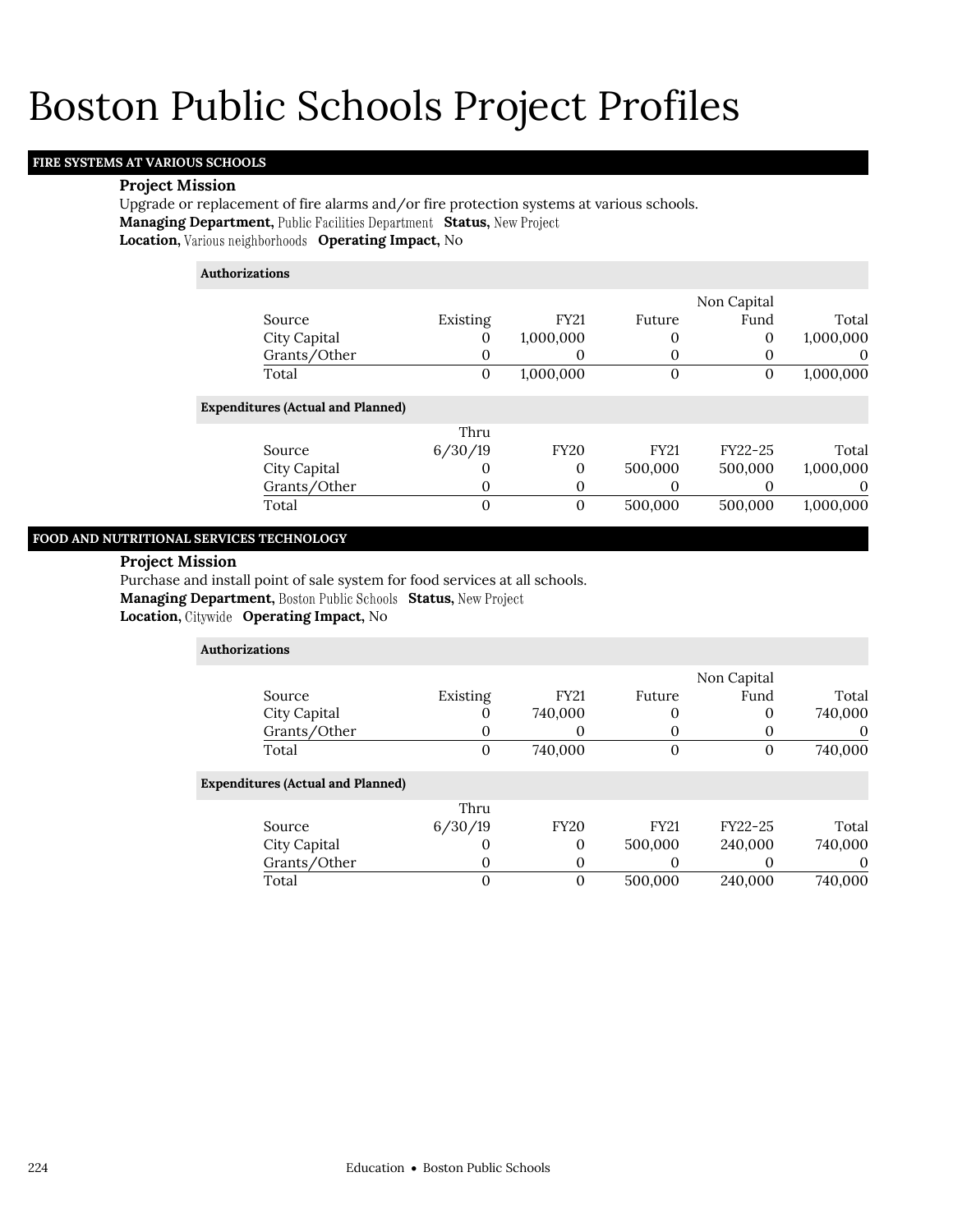# Boston Public Schools Project Profiles

## FIRE SYSTEMS AT VARIOUS SCHOOLS

**Project Mission**

Upgrade or replacement of fire alarms and/or fire protection systems at various schools.

**Managing Department,** Public Facilities Department **Status,** New Project

**Location,** Various neighborhoods **Operating Impact,** No

**Authorizations**

| Source | Existing | FY21 | Future | Non Capital Fund | Total |
|---|---|---|---|---|---|
| City Capital | 0 | 1,000,000 | 0 | 0 | 1,000,000 |
| Grants/Other | 0 | 0 | 0 | 0 | 0 |
| Total | 0 | 1,000,000 | 0 | 0 | 1,000,000 |

**Expenditures (Actual and Planned)**

| Source | Thru 6/30/19 | FY20 | FY21 | FY22-25 | Total |
|---|---|---|---|---|---|
| City Capital | 0 | 0 | 500,000 | 500,000 | 1,000,000 |
| Grants/Other | 0 | 0 | 0 | 0 | 0 |
| Total | 0 | 0 | 500,000 | 500,000 | 1,000,000 |

## FOOD AND NUTRITIONAL SERVICES TECHNOLOGY

**Project Mission**

Purchase and install point of sale system for food services at all schools.

**Managing Department,** Boston Public Schools **Status,** New Project

**Location,** Citywide **Operating Impact,** No

**Authorizations**

| Source | Existing | FY21 | Future | Non Capital Fund | Total |
|---|---|---|---|---|---|
| City Capital | 0 | 740,000 | 0 | 0 | 740,000 |
| Grants/Other | 0 | 0 | 0 | 0 | 0 |
| Total | 0 | 740,000 | 0 | 0 | 740,000 |

**Expenditures (Actual and Planned)**

| Source | Thru 6/30/19 | FY20 | FY21 | FY22-25 | Total |
|---|---|---|---|---|---|
| City Capital | 0 | 0 | 500,000 | 240,000 | 740,000 |
| Grants/Other | 0 | 0 | 0 | 0 | 0 |
| Total | 0 | 0 | 500,000 | 240,000 | 740,000 |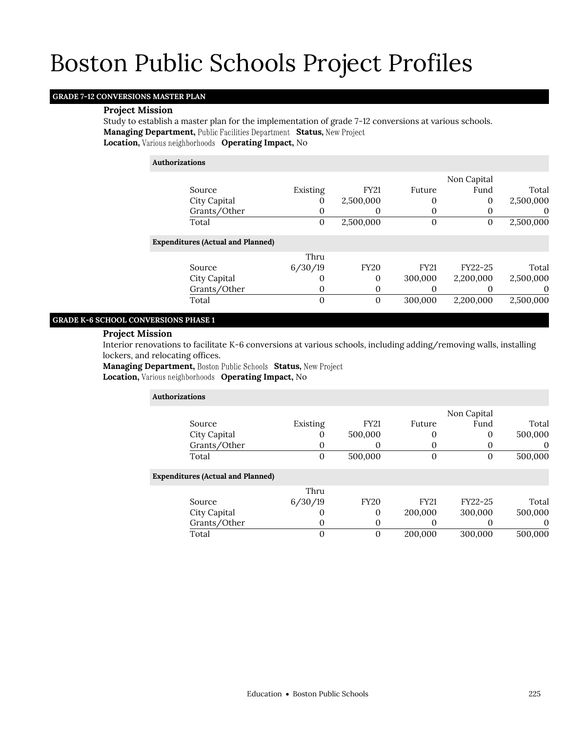# Boston Public Schools Project Profiles

## GRADE 7-12 CONVERSIONS MASTER PLAN

**Project Mission**

Study to establish a master plan for the implementation of grade 7-12 conversions at various schools.

**Managing Department,** Public Facilities Department **Status,** New Project

**Location,** Various neighborhoods **Operating Impact,** No

**Authorizations**

| Source | Existing | FY21 | Future | Non Capital Fund | Total |
|---|---|---|---|---|---|
| City Capital | 0 | 2,500,000 | 0 | 0 | 2,500,000 |
| Grants/Other | 0 | 0 | 0 | 0 | 0 |
| Total | 0 | 2,500,000 | 0 | 0 | 2,500,000 |

**Expenditures (Actual and Planned)**

| Source | Thru 6/30/19 | FY20 | FY21 | FY22-25 | Total |
|---|---|---|---|---|---|
| City Capital | 0 | 0 | 300,000 | 2,200,000 | 2,500,000 |
| Grants/Other | 0 | 0 | 0 | 0 | 0 |
| Total | 0 | 0 | 300,000 | 2,200,000 | 2,500,000 |

## GRADE K-6 SCHOOL CONVERSIONS PHASE 1

**Project Mission**

Interior renovations to facilitate K-6 conversions at various schools, including adding/removing walls, installing lockers, and relocating offices.

**Managing Department,** Boston Public Schools **Status,** New Project

**Location,** Various neighborhoods **Operating Impact,** No

**Authorizations**

| Source | Existing | FY21 | Future | Non Capital Fund | Total |
|---|---|---|---|---|---|
| City Capital | 0 | 500,000 | 0 | 0 | 500,000 |
| Grants/Other | 0 | 0 | 0 | 0 | 0 |
| Total | 0 | 500,000 | 0 | 0 | 500,000 |

**Expenditures (Actual and Planned)**

| Source | Thru 6/30/19 | FY20 | FY21 | FY22-25 | Total |
|---|---|---|---|---|---|
| City Capital | 0 | 0 | 200,000 | 300,000 | 500,000 |
| Grants/Other | 0 | 0 | 0 | 0 | 0 |
| Total | 0 | 0 | 200,000 | 300,000 | 500,000 |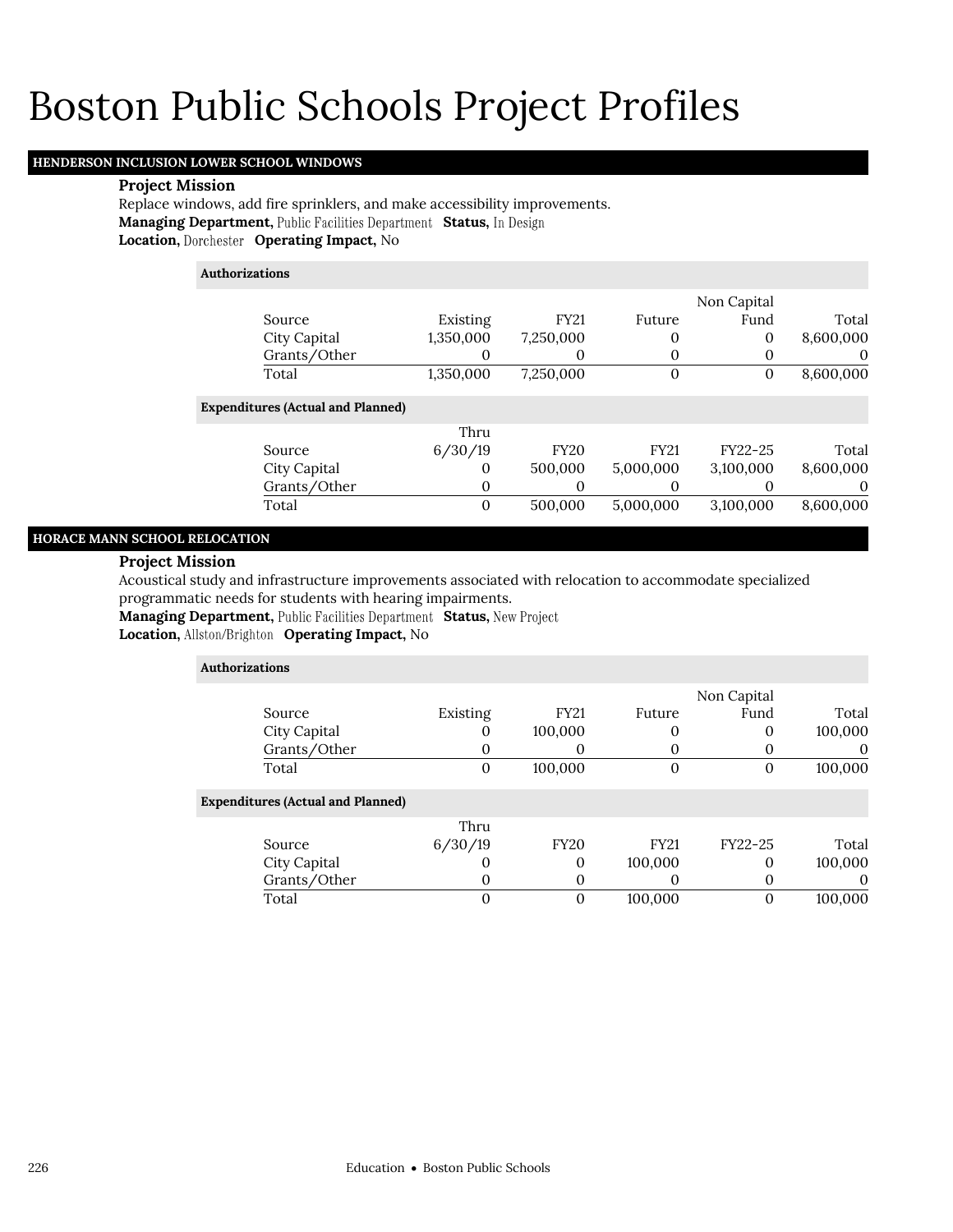# Boston Public Schools Project Profiles

## HENDERSON INCLUSION LOWER SCHOOL WINDOWS

**Project Mission**

Replace windows, add fire sprinklers, and make accessibility improvements.

**Managing Department,** Public Facilities Department **Status,** In Design

**Location,** Dorchester **Operating Impact,** No

**Authorizations**

| Source | Existing | FY21 | Future | Non Capital Fund | Total |
|---|---|---|---|---|---|
| City Capital | 1,350,000 | 7,250,000 | 0 | 0 | 8,600,000 |
| Grants/Other | 0 | 0 | 0 | 0 | 0 |
| Total | 1,350,000 | 7,250,000 | 0 | 0 | 8,600,000 |

**Expenditures (Actual and Planned)**

| Source | Thru 6/30/19 | FY20 | FY21 | FY22-25 | Total |
|---|---|---|---|---|---|
| City Capital | 0 | 500,000 | 5,000,000 | 3,100,000 | 8,600,000 |
| Grants/Other | 0 | 0 | 0 | 0 | 0 |
| Total | 0 | 500,000 | 5,000,000 | 3,100,000 | 8,600,000 |

## HORACE MANN SCHOOL RELOCATION

**Project Mission**

Acoustical study and infrastructure improvements associated with relocation to accommodate specialized programmatic needs for students with hearing impairments.

**Managing Department,** Public Facilities Department **Status,** New Project

**Location,** Allston/Brighton **Operating Impact,** No

**Authorizations**

| Source | Existing | FY21 | Future | Non Capital Fund | Total |
|---|---|---|---|---|---|
| City Capital | 0 | 100,000 | 0 | 0 | 100,000 |
| Grants/Other | 0 | 0 | 0 | 0 | 0 |
| Total | 0 | 100,000 | 0 | 0 | 100,000 |

**Expenditures (Actual and Planned)**

| Source | Thru 6/30/19 | FY20 | FY21 | FY22-25 | Total |
|---|---|---|---|---|---|
| City Capital | 0 | 0 | 100,000 | 0 | 100,000 |
| Grants/Other | 0 | 0 | 0 | 0 | 0 |
| Total | 0 | 0 | 100,000 | 0 | 100,000 |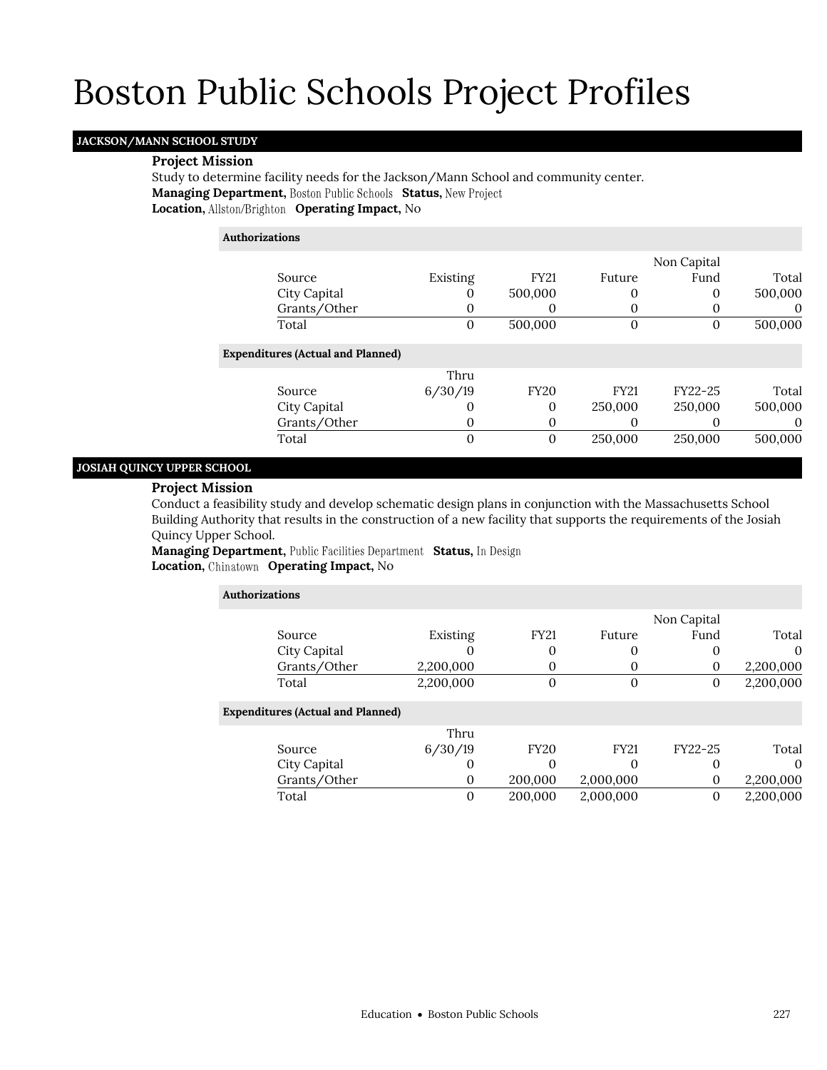# Boston Public Schools Project Profiles

## JACKSON/MANN SCHOOL STUDY

**Project Mission**

Study to determine facility needs for the Jackson/Mann School and community center.

**Managing Department,** Boston Public Schools **Status,** New Project

**Location,** Allston/Brighton **Operating Impact,** No

**Authorizations**

| Source | Existing | FY21 | Future | Non Capital Fund | Total |
|---|---|---|---|---|---|
| City Capital | 0 | 500,000 | 0 | 0 | 500,000 |
| Grants/Other | 0 | 0 | 0 | 0 | 0 |
| Total | 0 | 500,000 | 0 | 0 | 500,000 |

**Expenditures (Actual and Planned)**

| Source | Thru 6/30/19 | FY20 | FY21 | FY22-25 | Total |
|---|---|---|---|---|---|
| City Capital | 0 | 0 | 250,000 | 250,000 | 500,000 |
| Grants/Other | 0 | 0 | 0 | 0 | 0 |
| Total | 0 | 0 | 250,000 | 250,000 | 500,000 |

## JOSIAH QUINCY UPPER SCHOOL

**Project Mission**

Conduct a feasibility study and develop schematic design plans in conjunction with the Massachusetts School Building Authority that results in the construction of a new facility that supports the requirements of the Josiah Quincy Upper School.

**Managing Department,** Public Facilities Department **Status,** In Design

**Location,** Chinatown **Operating Impact,** No

**Authorizations**

| Source | Existing | FY21 | Future | Non Capital Fund | Total |
|---|---|---|---|---|---|
| City Capital | 0 | 0 | 0 | 0 | 0 |
| Grants/Other | 2,200,000 | 0 | 0 | 0 | 2,200,000 |
| Total | 2,200,000 | 0 | 0 | 0 | 2,200,000 |

**Expenditures (Actual and Planned)**

| Source | Thru 6/30/19 | FY20 | FY21 | FY22-25 | Total |
|---|---|---|---|---|---|
| City Capital | 0 | 0 | 0 | 0 | 0 |
| Grants/Other | 0 | 200,000 | 2,000,000 | 0 | 2,200,000 |
| Total | 0 | 200,000 | 2,000,000 | 0 | 2,200,000 |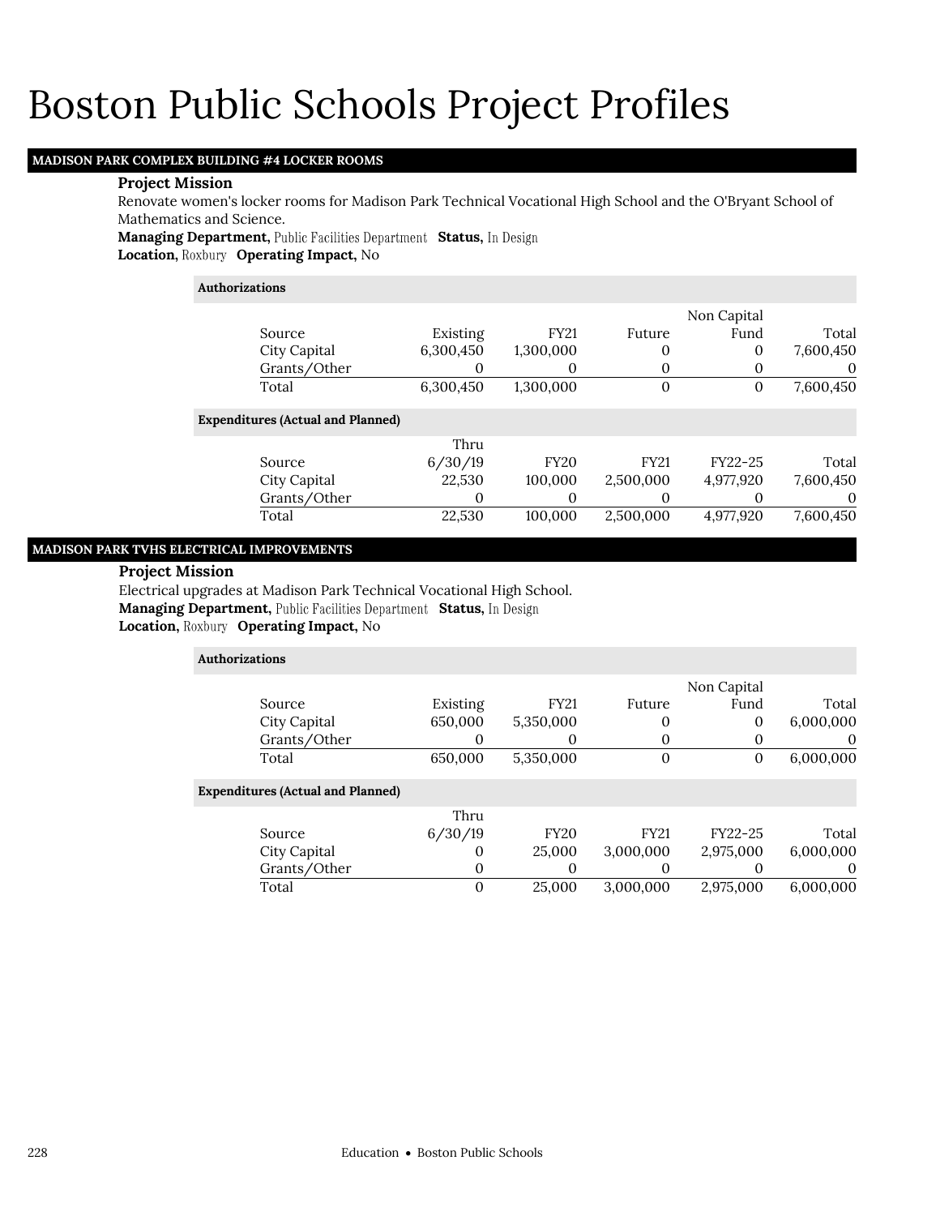# Boston Public Schools Project Profiles

## MADISON PARK COMPLEX BUILDING #4 LOCKER ROOMS

**Project Mission**

Renovate women's locker rooms for Madison Park Technical Vocational High School and the O'Bryant School of Mathematics and Science.

**Managing Department,** Public Facilities Department **Status,** In Design

**Location,** Roxbury **Operating Impact,** No

**Authorizations**

| Source | Existing | FY21 | Future | Non Capital Fund | Total |
|---|---|---|---|---|---|
| City Capital | 6,300,450 | 1,300,000 | 0 | 0 | 7,600,450 |
| Grants/Other | 0 | 0 | 0 | 0 | 0 |
| Total | 6,300,450 | 1,300,000 | 0 | 0 | 7,600,450 |

**Expenditures (Actual and Planned)**

| Source | Thru 6/30/19 | FY20 | FY21 | FY22-25 | Total |
|---|---|---|---|---|---|
| City Capital | 22,530 | 100,000 | 2,500,000 | 4,977,920 | 7,600,450 |
| Grants/Other | 0 | 0 | 0 | 0 | 0 |
| Total | 22,530 | 100,000 | 2,500,000 | 4,977,920 | 7,600,450 |

## MADISON PARK TVHS ELECTRICAL IMPROVEMENTS

**Project Mission**

Electrical upgrades at Madison Park Technical Vocational High School.

**Managing Department,** Public Facilities Department **Status,** In Design

**Location,** Roxbury **Operating Impact,** No

**Authorizations**

| Source | Existing | FY21 | Future | Non Capital Fund | Total |
|---|---|---|---|---|---|
| City Capital | 650,000 | 5,350,000 | 0 | 0 | 6,000,000 |
| Grants/Other | 0 | 0 | 0 | 0 | 0 |
| Total | 650,000 | 5,350,000 | 0 | 0 | 6,000,000 |

**Expenditures (Actual and Planned)**

| Source | Thru 6/30/19 | FY20 | FY21 | FY22-25 | Total |
|---|---|---|---|---|---|
| City Capital | 0 | 25,000 | 3,000,000 | 2,975,000 | 6,000,000 |
| Grants/Other | 0 | 0 | 0 | 0 | 0 |
| Total | 0 | 25,000 | 3,000,000 | 2,975,000 | 6,000,000 |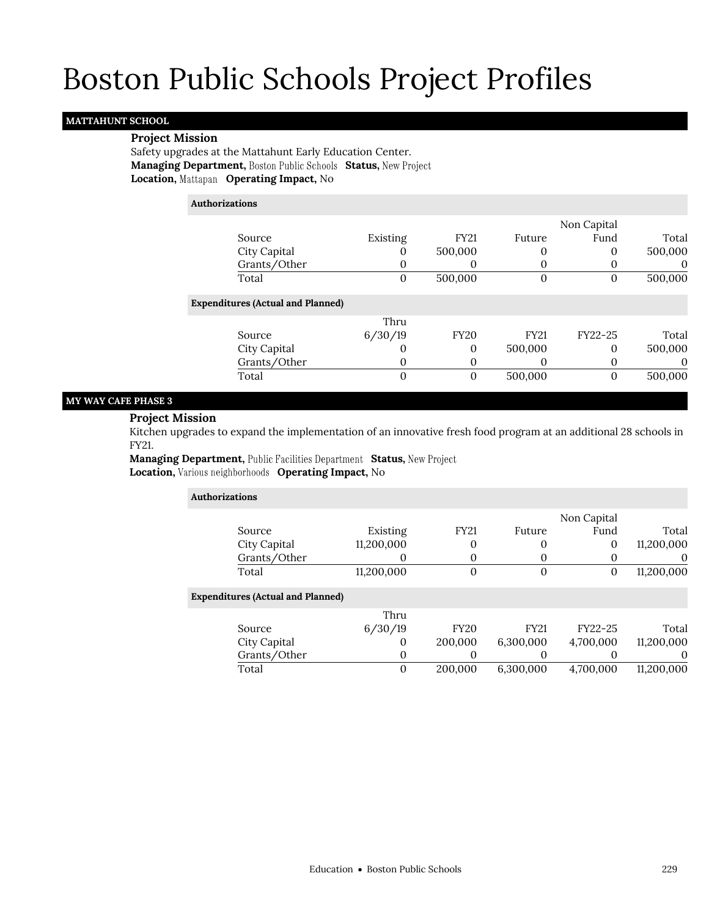# Boston Public Schools Project Profiles

## MATTAHUNT SCHOOL

**Project Mission**

Safety upgrades at the Mattahunt Early Education Center.

**Managing Department,** Boston Public Schools **Status,** New Project

**Location,** Mattapan **Operating Impact,** No

**Authorizations**

| Source | Existing | FY21 | Future | Non Capital Fund | Total |
|---|---|---|---|---|---|
| City Capital | 0 | 500,000 | 0 | 0 | 500,000 |
| Grants/Other | 0 | 0 | 0 | 0 | 0 |
| Total | 0 | 500,000 | 0 | 0 | 500,000 |

**Expenditures (Actual and Planned)**

| Source | Thru 6/30/19 | FY20 | FY21 | FY22-25 | Total |
|---|---|---|---|---|---|
| City Capital | 0 | 0 | 500,000 | 0 | 500,000 |
| Grants/Other | 0 | 0 | 0 | 0 | 0 |
| Total | 0 | 0 | 500,000 | 0 | 500,000 |

## MY WAY CAFE PHASE 3

**Project Mission**

Kitchen upgrades to expand the implementation of an innovative fresh food program at an additional 28 schools in FY21.

**Managing Department,** Public Facilities Department **Status,** New Project

**Location,** Various neighborhoods **Operating Impact,** No

**Authorizations**

| Source | Existing | FY21 | Future | Non Capital Fund | Total |
|---|---|---|---|---|---|
| City Capital | 11,200,000 | 0 | 0 | 0 | 11,200,000 |
| Grants/Other | 0 | 0 | 0 | 0 | 0 |
| Total | 11,200,000 | 0 | 0 | 0 | 11,200,000 |

**Expenditures (Actual and Planned)**

| Source | Thru 6/30/19 | FY20 | FY21 | FY22-25 | Total |
|---|---|---|---|---|---|
| City Capital | 0 | 200,000 | 6,300,000 | 4,700,000 | 11,200,000 |
| Grants/Other | 0 | 0 | 0 | 0 | 0 |
| Total | 0 | 200,000 | 6,300,000 | 4,700,000 | 11,200,000 |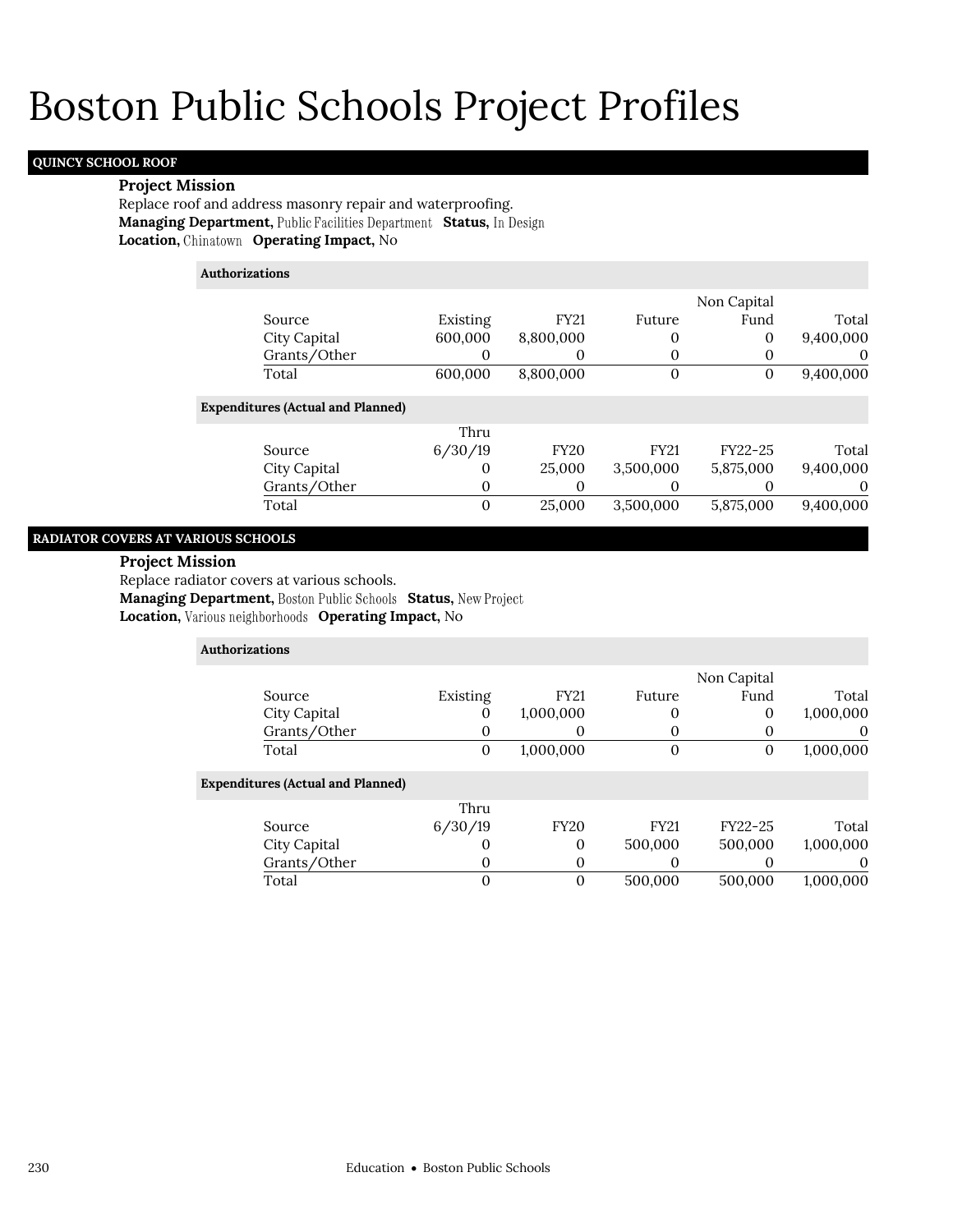# Boston Public Schools Project Profiles

## QUINCY SCHOOL ROOF

**Project Mission**

Replace roof and address masonry repair and waterproofing.

**Managing Department,** Public Facilities Department **Status,** In Design

**Location,** Chinatown **Operating Impact,** No

**Authorizations**

| Source | Existing | FY21 | Future | Non Capital Fund | Total |
|---|---|---|---|---|---|
| City Capital | 600,000 | 8,800,000 | 0 | 0 | 9,400,000 |
| Grants/Other | 0 | 0 | 0 | 0 | 0 |
| Total | 600,000 | 8,800,000 | 0 | 0 | 9,400,000 |

**Expenditures (Actual and Planned)**

| Source | Thru 6/30/19 | FY20 | FY21 | FY22-25 | Total |
|---|---|---|---|---|---|
| City Capital | 0 | 25,000 | 3,500,000 | 5,875,000 | 9,400,000 |
| Grants/Other | 0 | 0 | 0 | 0 | 0 |
| Total | 0 | 25,000 | 3,500,000 | 5,875,000 | 9,400,000 |

## RADIATOR COVERS AT VARIOUS SCHOOLS

**Project Mission**

Replace radiator covers at various schools.

**Managing Department,** Boston Public Schools **Status,** New Project

**Location,** Various neighborhoods **Operating Impact,** No

**Authorizations**

| Source | Existing | FY21 | Future | Non Capital Fund | Total |
|---|---|---|---|---|---|
| City Capital | 0 | 1,000,000 | 0 | 0 | 1,000,000 |
| Grants/Other | 0 | 0 | 0 | 0 | 0 |
| Total | 0 | 1,000,000 | 0 | 0 | 1,000,000 |

**Expenditures (Actual and Planned)**

| Source | Thru 6/30/19 | FY20 | FY21 | FY22-25 | Total |
|---|---|---|---|---|---|
| City Capital | 0 | 0 | 500,000 | 500,000 | 1,000,000 |
| Grants/Other | 0 | 0 | 0 | 0 | 0 |
| Total | 0 | 0 | 500,000 | 500,000 | 1,000,000 |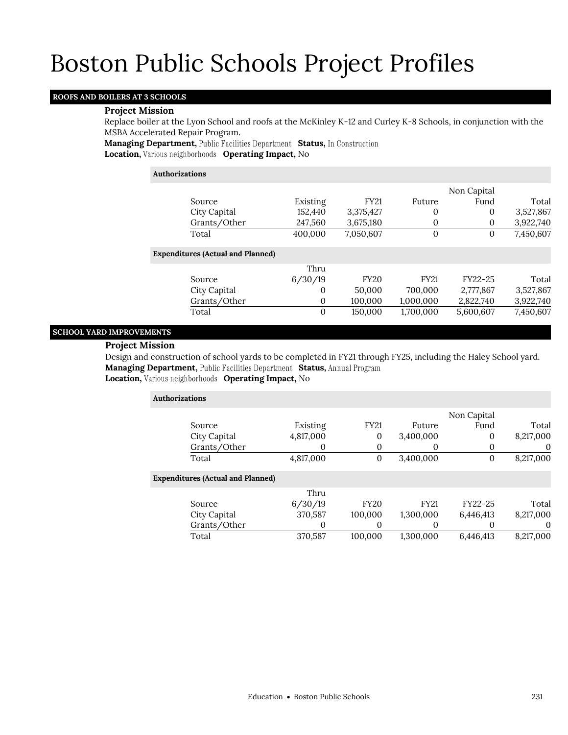# Boston Public Schools Project Profiles

## ROOFS AND BOILERS AT 3 SCHOOLS

### Project Mission

Replace boiler at the Lyon School and roofs at the McKinley K-12 and Curley K-8 Schools, in conjunction with the MSBA Accelerated Repair Program.

**Managing Department,** Public Facilities Department **Status,** In Construction
**Location,** Various neighborhoods **Operating Impact,** No

**Authorizations**

| Source | Existing | FY21 | Future | Non Capital Fund | Total |
|---|---|---|---|---|---|
| City Capital | 152,440 | 3,375,427 | 0 | 0 | 3,527,867 |
| Grants/Other | 247,560 | 3,675,180 | 0 | 0 | 3,922,740 |
| Total | 400,000 | 7,050,607 | 0 | 0 | 7,450,607 |

**Expenditures (Actual and Planned)**

| Source | Thru 6/30/19 | FY20 | FY21 | FY22-25 | Total |
|---|---|---|---|---|---|
| City Capital | 0 | 50,000 | 700,000 | 2,777,867 | 3,527,867 |
| Grants/Other | 0 | 100,000 | 1,000,000 | 2,822,740 | 3,922,740 |
| Total | 0 | 150,000 | 1,700,000 | 5,600,607 | 7,450,607 |

## SCHOOL YARD IMPROVEMENTS

### Project Mission

Design and construction of school yards to be completed in FY21 through FY25, including the Haley School yard.

**Managing Department,** Public Facilities Department **Status,** Annual Program
**Location,** Various neighborhoods **Operating Impact,** No

**Authorizations**

| Source | Existing | FY21 | Future | Non Capital Fund | Total |
|---|---|---|---|---|---|
| City Capital | 4,817,000 | 0 | 3,400,000 | 0 | 8,217,000 |
| Grants/Other | 0 | 0 | 0 | 0 | 0 |
| Total | 4,817,000 | 0 | 3,400,000 | 0 | 8,217,000 |

**Expenditures (Actual and Planned)**

| Source | Thru 6/30/19 | FY20 | FY21 | FY22-25 | Total |
|---|---|---|---|---|---|
| City Capital | 370,587 | 100,000 | 1,300,000 | 6,446,413 | 8,217,000 |
| Grants/Other | 0 | 0 | 0 | 0 | 0 |
| Total | 370,587 | 100,000 | 1,300,000 | 6,446,413 | 8,217,000 |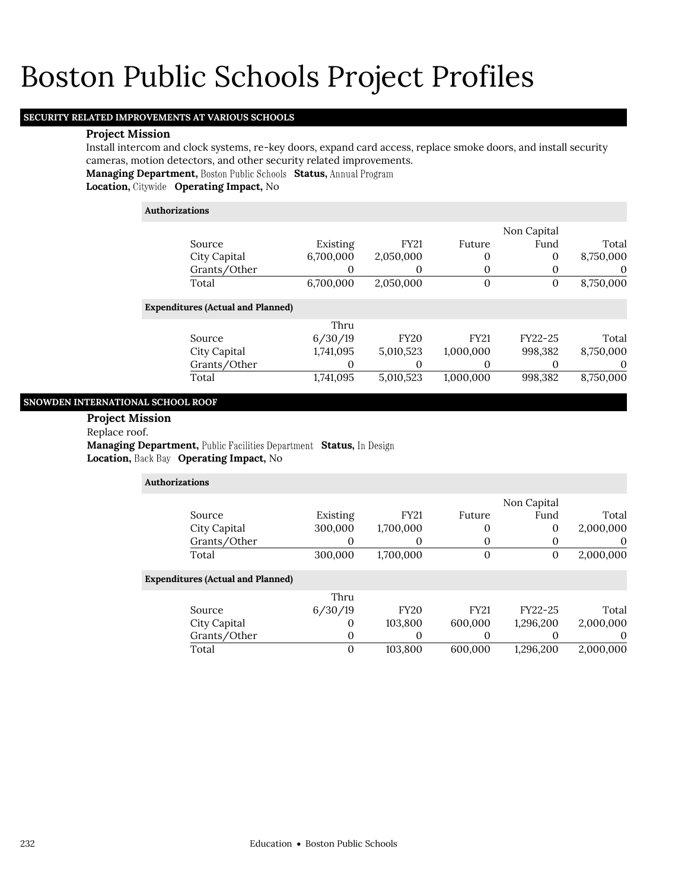# Boston Public Schools Project Profiles

## SECURITY RELATED IMPROVEMENTS AT VARIOUS SCHOOLS

**Project Mission**

Install intercom and clock systems, re-key doors, expand card access, replace smoke doors, and install security cameras, motion detectors, and other security related improvements.

**Managing Department,** Boston Public Schools **Status,** Annual Program

**Location,** Citywide **Operating Impact,** No

**Authorizations**

| Source | Existing | FY21 | Future | Non Capital Fund | Total |
|---|---|---|---|---|---|
| City Capital | 6,700,000 | 2,050,000 | 0 | 0 | 8,750,000 |
| Grants/Other | 0 | 0 | 0 | 0 | 0 |
| Total | 6,700,000 | 2,050,000 | 0 | 0 | 8,750,000 |

**Expenditures (Actual and Planned)**

| Source | Thru 6/30/19 | FY20 | FY21 | FY22-25 | Total |
|---|---|---|---|---|---|
| City Capital | 1,741,095 | 5,010,523 | 1,000,000 | 998,382 | 8,750,000 |
| Grants/Other | 0 | 0 | 0 | 0 | 0 |
| Total | 1,741,095 | 5,010,523 | 1,000,000 | 998,382 | 8,750,000 |

## SNOWDEN INTERNATIONAL SCHOOL ROOF

**Project Mission**

Replace roof.

**Managing Department,** Public Facilities Department **Status,** In Design

**Location,** Back Bay **Operating Impact,** No

**Authorizations**

| Source | Existing | FY21 | Future | Non Capital Fund | Total |
|---|---|---|---|---|---|
| City Capital | 300,000 | 1,700,000 | 0 | 0 | 2,000,000 |
| Grants/Other | 0 | 0 | 0 | 0 | 0 |
| Total | 300,000 | 1,700,000 | 0 | 0 | 2,000,000 |

**Expenditures (Actual and Planned)**

| Source | Thru 6/30/19 | FY20 | FY21 | FY22-25 | Total |
|---|---|---|---|---|---|
| City Capital | 0 | 103,800 | 600,000 | 1,296,200 | 2,000,000 |
| Grants/Other | 0 | 0 | 0 | 0 | 0 |
| Total | 0 | 103,800 | 600,000 | 1,296,200 | 2,000,000 |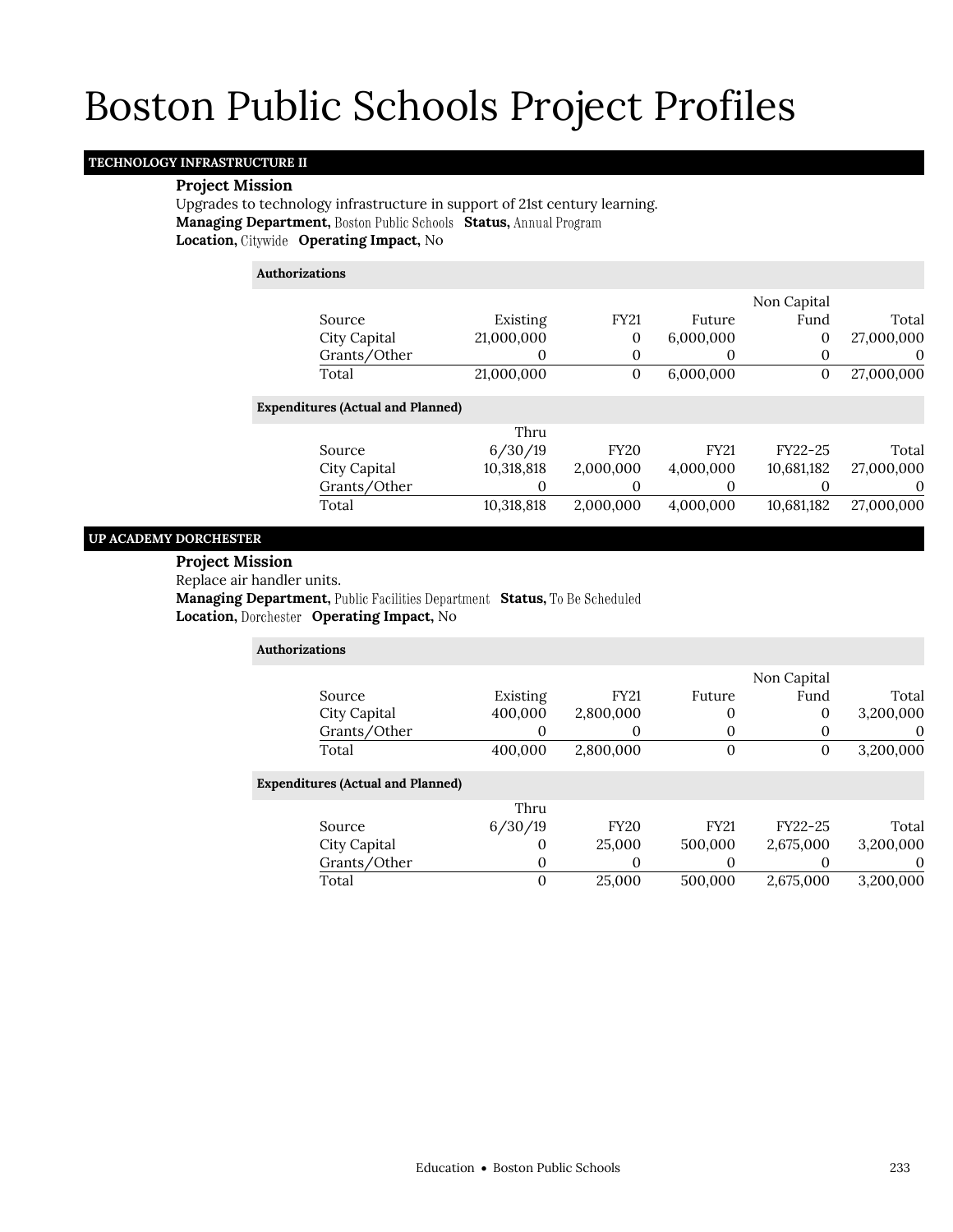# Boston Public Schools Project Profiles

## TECHNOLOGY INFRASTRUCTURE II

**Project Mission**

Upgrades to technology infrastructure in support of 21st century learning.

**Managing Department,** Boston Public Schools **Status,** Annual Program

**Location,** Citywide **Operating Impact,** No

**Authorizations**

| Source | Existing | FY21 | Future | Non Capital Fund | Total |
|---|---|---|---|---|---|
| City Capital | 21,000,000 | 0 | 6,000,000 | 0 | 27,000,000 |
| Grants/Other | 0 | 0 | 0 | 0 | 0 |
| Total | 21,000,000 | 0 | 6,000,000 | 0 | 27,000,000 |

**Expenditures (Actual and Planned)**

| Source | Thru 6/30/19 | FY20 | FY21 | FY22-25 | Total |
|---|---|---|---|---|---|
| City Capital | 10,318,818 | 2,000,000 | 4,000,000 | 10,681,182 | 27,000,000 |
| Grants/Other | 0 | 0 | 0 | 0 | 0 |
| Total | 10,318,818 | 2,000,000 | 4,000,000 | 10,681,182 | 27,000,000 |

## UP ACADEMY DORCHESTER

**Project Mission**

Replace air handler units.

**Managing Department,** Public Facilities Department **Status,** To Be Scheduled

**Location,** Dorchester **Operating Impact,** No

**Authorizations**

| Source | Existing | FY21 | Future | Non Capital Fund | Total |
|---|---|---|---|---|---|
| City Capital | 400,000 | 2,800,000 | 0 | 0 | 3,200,000 |
| Grants/Other | 0 | 0 | 0 | 0 | 0 |
| Total | 400,000 | 2,800,000 | 0 | 0 | 3,200,000 |

**Expenditures (Actual and Planned)**

| Source | Thru 6/30/19 | FY20 | FY21 | FY22-25 | Total |
|---|---|---|---|---|---|
| City Capital | 0 | 25,000 | 500,000 | 2,675,000 | 3,200,000 |
| Grants/Other | 0 | 0 | 0 | 0 | 0 |
| Total | 0 | 25,000 | 500,000 | 2,675,000 | 3,200,000 |